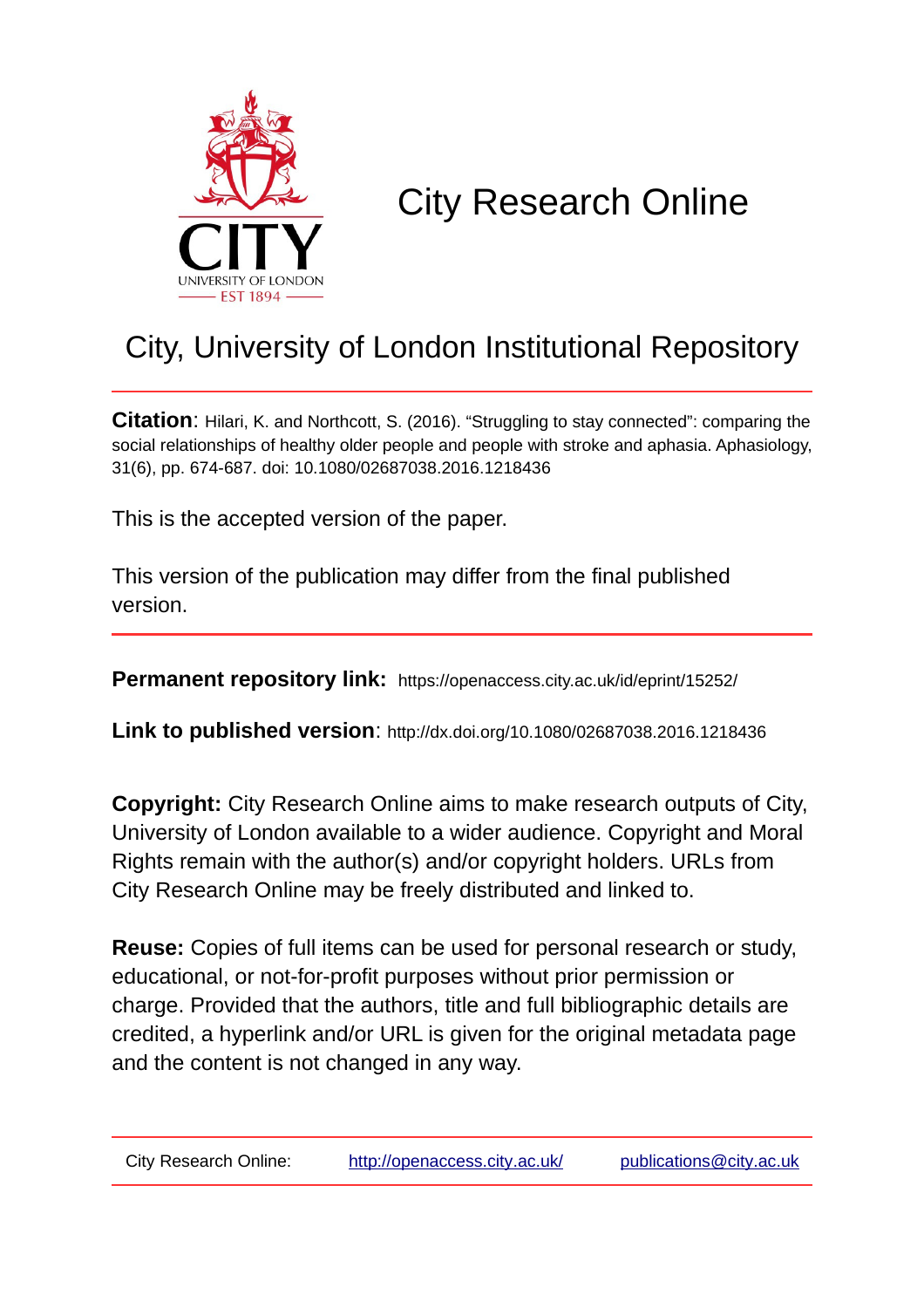# City Research Online

## City, University of London Institutional Repository

**Citation**: Hilari, K. and Northcott, S. (2016). "Struggling to stay connected": comparing the social relationships of healthy older people and people with stroke and aphasia. Aphasiology, 31(6), pp. 674-687. doi: 10.1080/02687038.2016.1218436

This is the accepted version of the paper.

This version of the publication may differ from the final published version.

---

**Permanent repository link:** https://openaccess.city.ac.uk/id/eprint/15252/

**Link to published version**: http://dx.doi.org/10.1080/02687038.2016.1218436

**Copyright:** City Research Online aims to make research outputs of City, University of London available to a wider audience. Copyright and Moral Rights remain with the author(s) and/or copyright holders. URLs from City Research Online may be freely distributed and linked to.

**Reuse:** Copies of full items can be used for personal research or study, educational, or not-for-profit purposes without prior permission or charge. Provided that the authors, title and full bibliographic details are credited, a hyperlink and/or URL is given for the original metadata page and the content is not changed in any way.

---

City Research Online: http://openaccess.city.ac.uk/ publications@city.ac.uk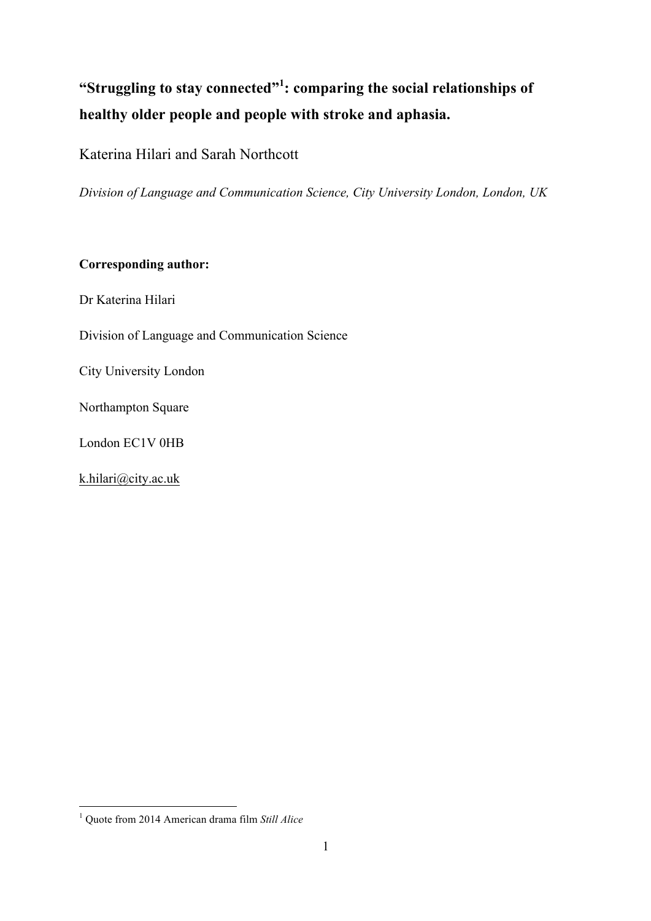# "Struggling to stay connected"[1]: comparing the social relationships of healthy older people and people with stroke and aphasia.

Katerina Hilari and Sarah Northcott

*Division of Language and Communication Science, City University London, London, UK*

**Corresponding author:**

Dr Katerina Hilari

Division of Language and Communication Science

City University London

Northampton Square

London EC1V 0HB

k.hilari@city.ac.uk

---

[1] Quote from 2014 American drama film *Still Alice*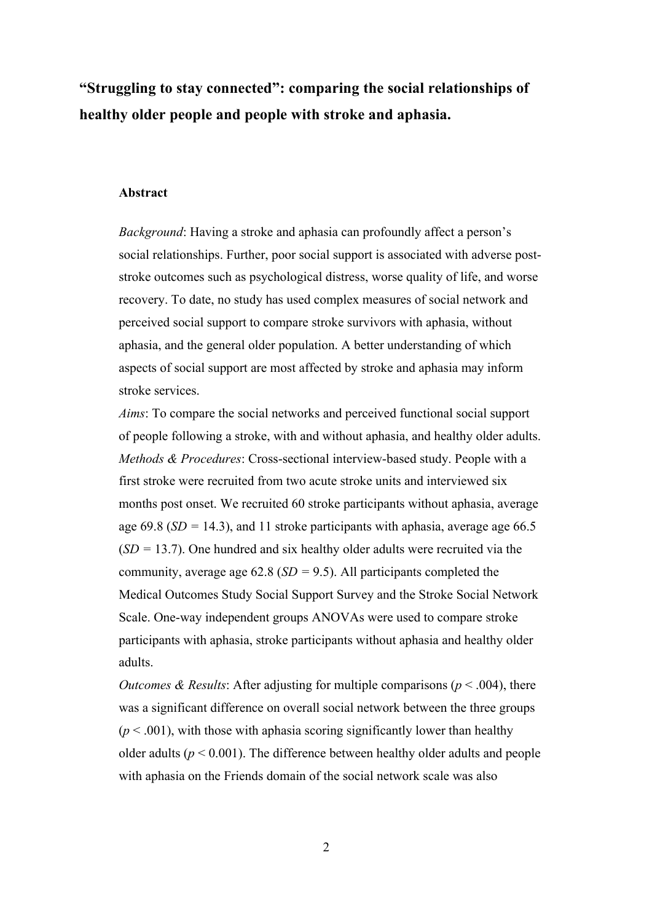# "Struggling to stay connected": comparing the social relationships of healthy older people and people with stroke and aphasia.

## Abstract

*Background*: Having a stroke and aphasia can profoundly affect a person's social relationships. Further, poor social support is associated with adverse post-stroke outcomes such as psychological distress, worse quality of life, and worse recovery. To date, no study has used complex measures of social network and perceived social support to compare stroke survivors with aphasia, without aphasia, and the general older population. A better understanding of which aspects of social support are most affected by stroke and aphasia may inform stroke services.

*Aims*: To compare the social networks and perceived functional social support of people following a stroke, with and without aphasia, and healthy older adults.

*Methods & Procedures*: Cross-sectional interview-based study. People with a first stroke were recruited from two acute stroke units and interviewed six months post onset. We recruited 60 stroke participants without aphasia, average age 69.8 ($SD$ = 14.3), and 11 stroke participants with aphasia, average age 66.5 ($SD$ = 13.7). One hundred and six healthy older adults were recruited via the community, average age 62.8 ($SD$ = 9.5). All participants completed the Medical Outcomes Study Social Support Survey and the Stroke Social Network Scale. One-way independent groups ANOVAs were used to compare stroke participants with aphasia, stroke participants without aphasia and healthy older adults.

*Outcomes & Results*: After adjusting for multiple comparisons ($p < .004$), there was a significant difference on overall social network between the three groups ($p < .001$), with those with aphasia scoring significantly lower than healthy older adults ($p < 0.001$). The difference between healthy older adults and people with aphasia on the Friends domain of the social network scale was also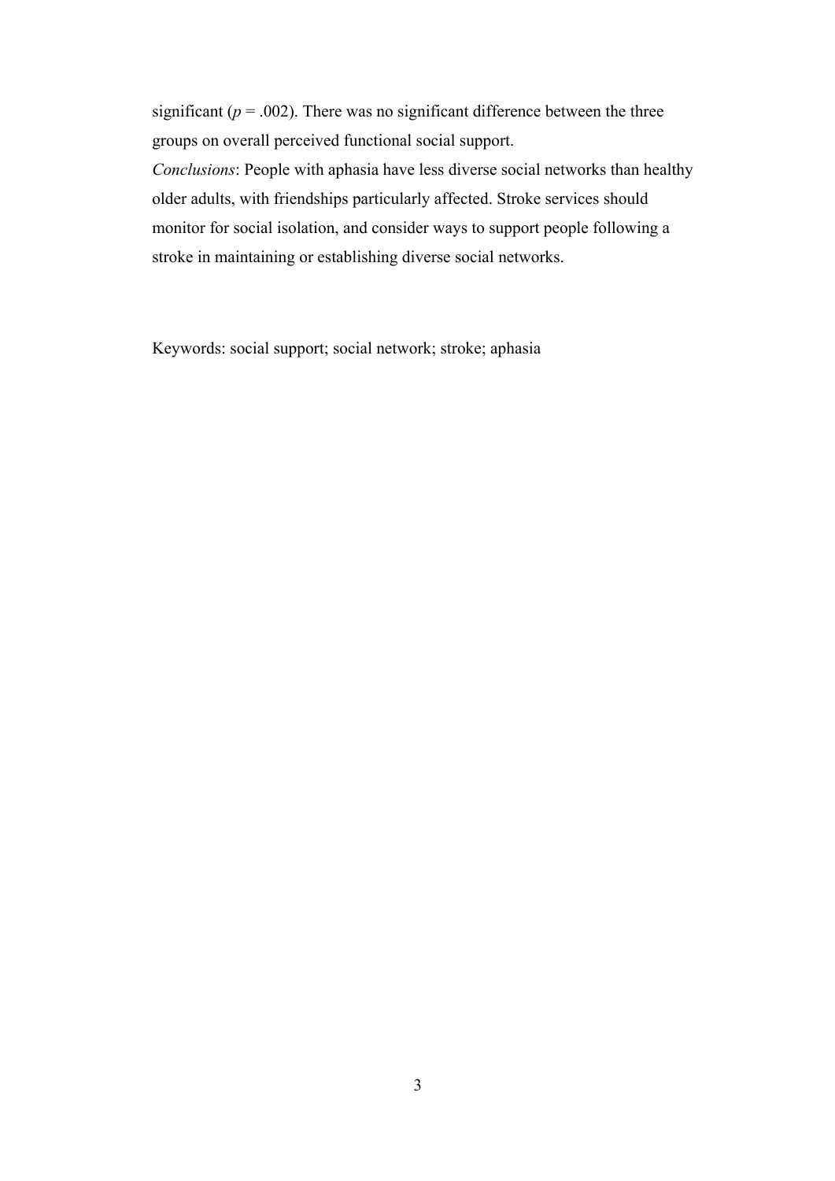significant ($p$ = .002). There was no significant difference between the three groups on overall perceived functional social support.

*Conclusions*: People with aphasia have less diverse social networks than healthy older adults, with friendships particularly affected. Stroke services should monitor for social isolation, and consider ways to support people following a stroke in maintaining or establishing diverse social networks.

Keywords: social support; social network; stroke; aphasia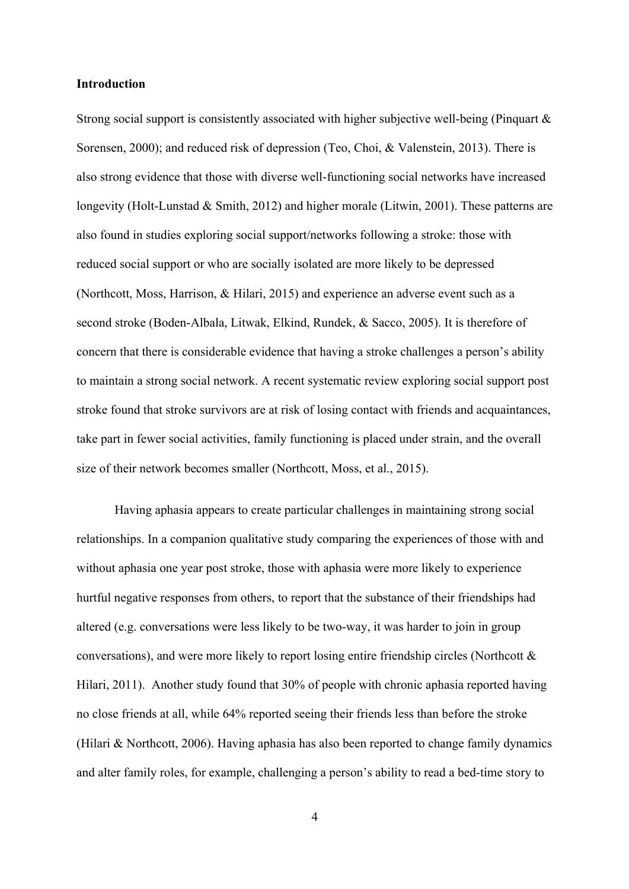**Introduction**

Strong social support is consistently associated with higher subjective well-being (Pinquart & Sorensen, 2000); and reduced risk of depression (Teo, Choi, & Valenstein, 2013). There is also strong evidence that those with diverse well-functioning social networks have increased longevity (Holt-Lunstad & Smith, 2012) and higher morale (Litwin, 2001). These patterns are also found in studies exploring social support/networks following a stroke: those with reduced social support or who are socially isolated are more likely to be depressed (Northcott, Moss, Harrison, & Hilari, 2015) and experience an adverse event such as a second stroke (Boden-Albala, Litwak, Elkind, Rundek, & Sacco, 2005). It is therefore of concern that there is considerable evidence that having a stroke challenges a person's ability to maintain a strong social network. A recent systematic review exploring social support post stroke found that stroke survivors are at risk of losing contact with friends and acquaintances, take part in fewer social activities, family functioning is placed under strain, and the overall size of their network becomes smaller (Northcott, Moss, et al., 2015).

Having aphasia appears to create particular challenges in maintaining strong social relationships. In a companion qualitative study comparing the experiences of those with and without aphasia one year post stroke, those with aphasia were more likely to experience hurtful negative responses from others, to report that the substance of their friendships had altered (e.g. conversations were less likely to be two-way, it was harder to join in group conversations), and were more likely to report losing entire friendship circles (Northcott & Hilari, 2011). Another study found that 30% of people with chronic aphasia reported having no close friends at all, while 64% reported seeing their friends less than before the stroke (Hilari & Northcott, 2006). Having aphasia has also been reported to change family dynamics and alter family roles, for example, challenging a person's ability to read a bed-time story to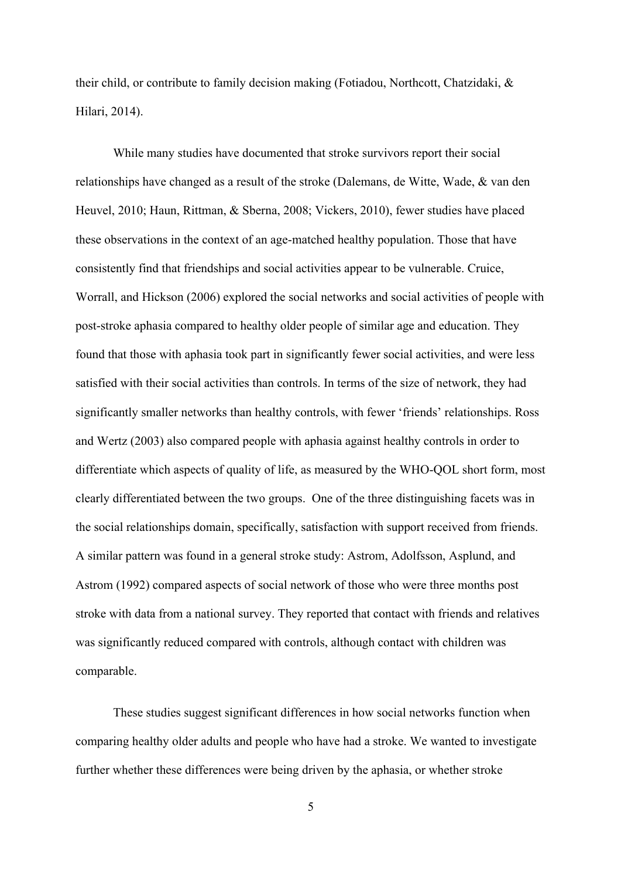their child, or contribute to family decision making (Fotiadou, Northcott, Chatzidaki, & Hilari, 2014).

While many studies have documented that stroke survivors report their social relationships have changed as a result of the stroke (Dalemans, de Witte, Wade, & van den Heuvel, 2010; Haun, Rittman, & Sberna, 2008; Vickers, 2010), fewer studies have placed these observations in the context of an age-matched healthy population. Those that have consistently find that friendships and social activities appear to be vulnerable. Cruice, Worrall, and Hickson (2006) explored the social networks and social activities of people with post-stroke aphasia compared to healthy older people of similar age and education. They found that those with aphasia took part in significantly fewer social activities, and were less satisfied with their social activities than controls. In terms of the size of network, they had significantly smaller networks than healthy controls, with fewer 'friends' relationships. Ross and Wertz (2003) also compared people with aphasia against healthy controls in order to differentiate which aspects of quality of life, as measured by the WHO-QOL short form, most clearly differentiated between the two groups. One of the three distinguishing facets was in the social relationships domain, specifically, satisfaction with support received from friends. A similar pattern was found in a general stroke study: Astrom, Adolfsson, Asplund, and Astrom (1992) compared aspects of social network of those who were three months post stroke with data from a national survey. They reported that contact with friends and relatives was significantly reduced compared with controls, although contact with children was comparable.

These studies suggest significant differences in how social networks function when comparing healthy older adults and people who have had a stroke. We wanted to investigate further whether these differences were being driven by the aphasia, or whether stroke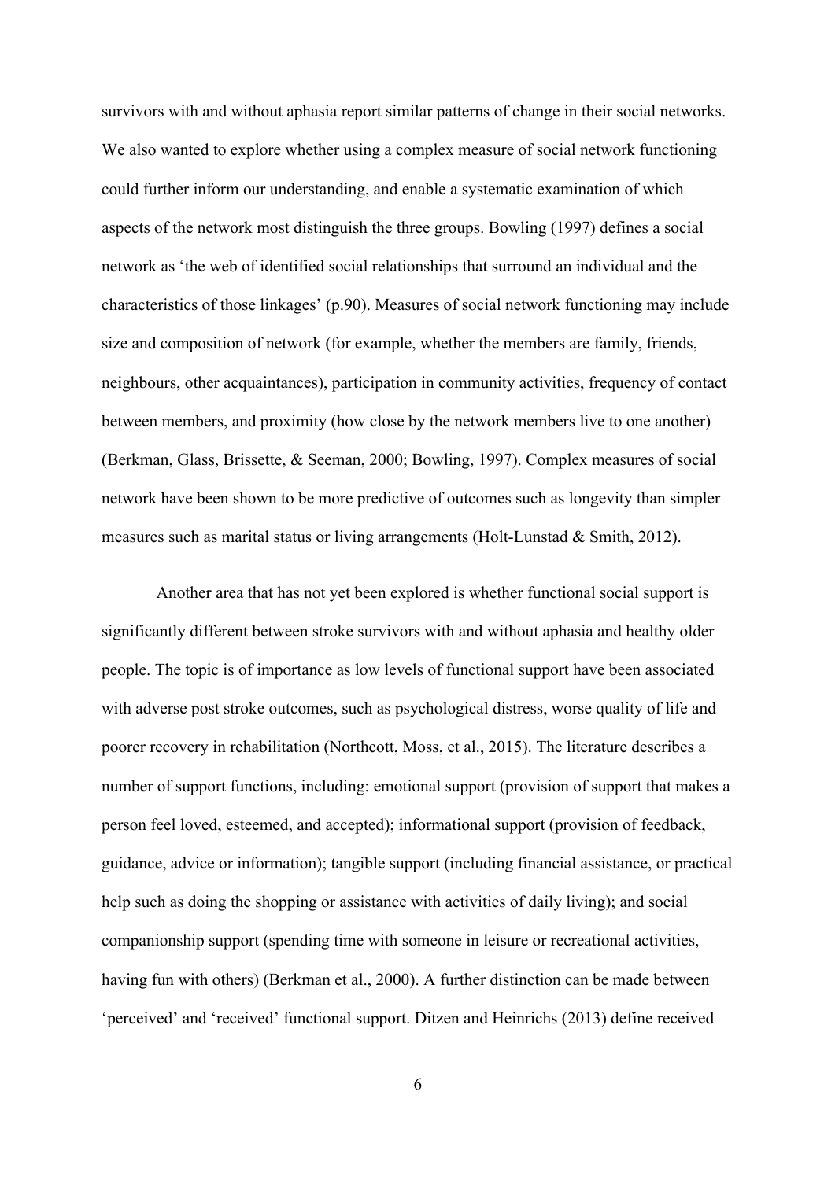survivors with and without aphasia report similar patterns of change in their social networks. We also wanted to explore whether using a complex measure of social network functioning could further inform our understanding, and enable a systematic examination of which aspects of the network most distinguish the three groups. Bowling (1997) defines a social network as 'the web of identified social relationships that surround an individual and the characteristics of those linkages' (p.90). Measures of social network functioning may include size and composition of network (for example, whether the members are family, friends, neighbours, other acquaintances), participation in community activities, frequency of contact between members, and proximity (how close by the network members live to one another) (Berkman, Glass, Brissette, & Seeman, 2000; Bowling, 1997). Complex measures of social network have been shown to be more predictive of outcomes such as longevity than simpler measures such as marital status or living arrangements (Holt-Lunstad & Smith, 2012).

Another area that has not yet been explored is whether functional social support is significantly different between stroke survivors with and without aphasia and healthy older people. The topic is of importance as low levels of functional support have been associated with adverse post stroke outcomes, such as psychological distress, worse quality of life and poorer recovery in rehabilitation (Northcott, Moss, et al., 2015). The literature describes a number of support functions, including: emotional support (provision of support that makes a person feel loved, esteemed, and accepted); informational support (provision of feedback, guidance, advice or information); tangible support (including financial assistance, or practical help such as doing the shopping or assistance with activities of daily living); and social companionship support (spending time with someone in leisure or recreational activities, having fun with others) (Berkman et al., 2000). A further distinction can be made between 'perceived' and 'received' functional support. Ditzen and Heinrichs (2013) define received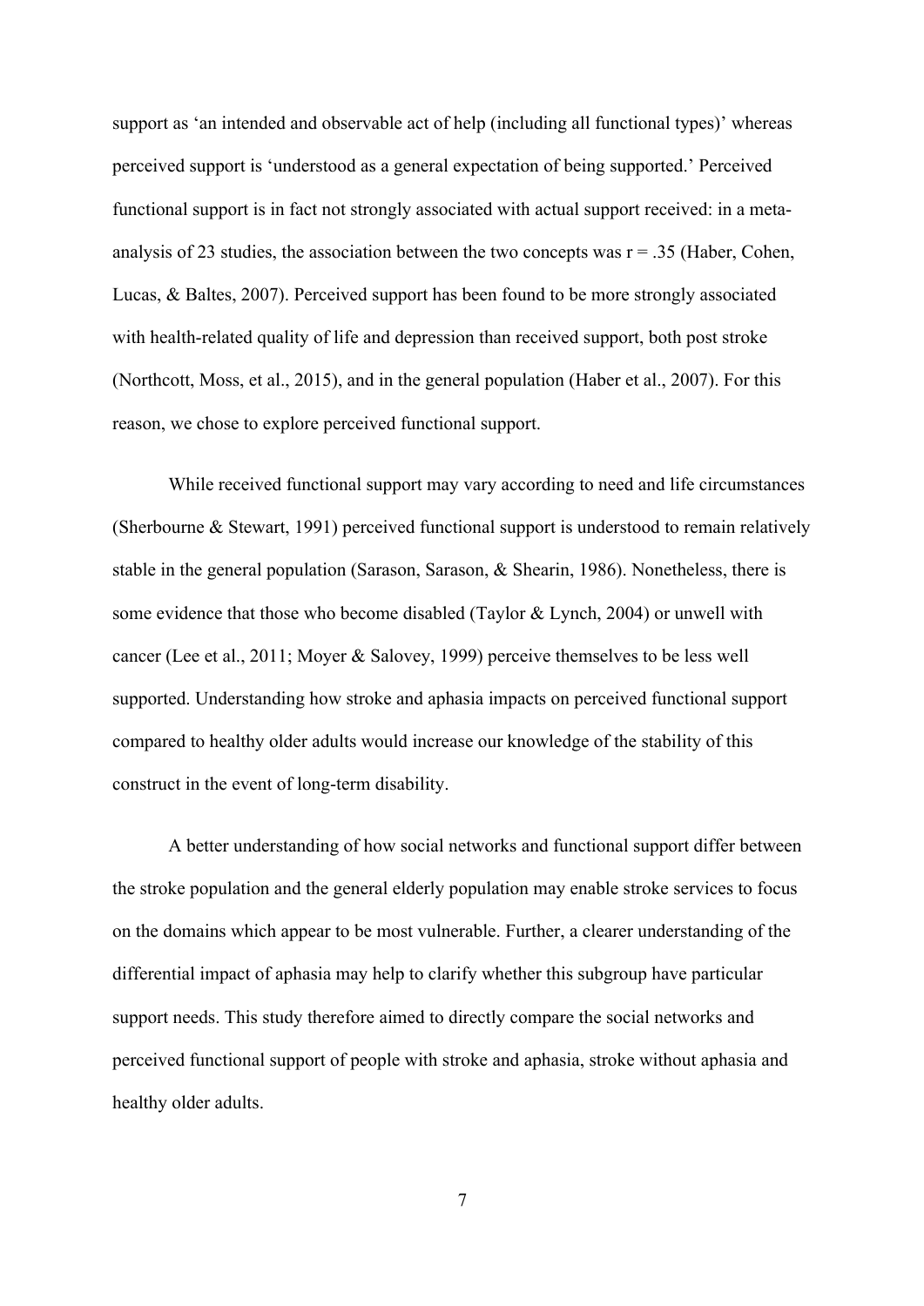support as 'an intended and observable act of help (including all functional types)' whereas perceived support is 'understood as a general expectation of being supported.' Perceived functional support is in fact not strongly associated with actual support received: in a meta-analysis of 23 studies, the association between the two concepts was $r = .35$ (Haber, Cohen, Lucas, & Baltes, 2007). Perceived support has been found to be more strongly associated with health-related quality of life and depression than received support, both post stroke (Northcott, Moss, et al., 2015), and in the general population (Haber et al., 2007). For this reason, we chose to explore perceived functional support.

While received functional support may vary according to need and life circumstances (Sherbourne & Stewart, 1991) perceived functional support is understood to remain relatively stable in the general population (Sarason, Sarason, & Shearin, 1986). Nonetheless, there is some evidence that those who become disabled (Taylor & Lynch, 2004) or unwell with cancer (Lee et al., 2011; Moyer & Salovey, 1999) perceive themselves to be less well supported. Understanding how stroke and aphasia impacts on perceived functional support compared to healthy older adults would increase our knowledge of the stability of this construct in the event of long-term disability.

A better understanding of how social networks and functional support differ between the stroke population and the general elderly population may enable stroke services to focus on the domains which appear to be most vulnerable. Further, a clearer understanding of the differential impact of aphasia may help to clarify whether this subgroup have particular support needs. This study therefore aimed to directly compare the social networks and perceived functional support of people with stroke and aphasia, stroke without aphasia and healthy older adults.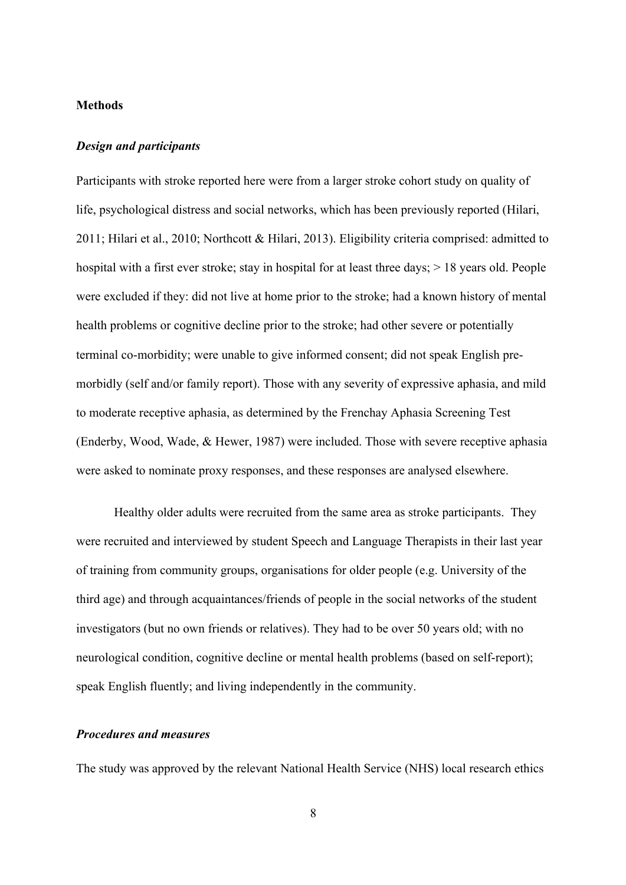## Methods

### *Design and participants*

Participants with stroke reported here were from a larger stroke cohort study on quality of life, psychological distress and social networks, which has been previously reported (Hilari, 2011; Hilari et al., 2010; Northcott & Hilari, 2013). Eligibility criteria comprised: admitted to hospital with a first ever stroke; stay in hospital for at least three days; > 18 years old. People were excluded if they: did not live at home prior to the stroke; had a known history of mental health problems or cognitive decline prior to the stroke; had other severe or potentially terminal co-morbidity; were unable to give informed consent; did not speak English pre-morbidly (self and/or family report). Those with any severity of expressive aphasia, and mild to moderate receptive aphasia, as determined by the Frenchay Aphasia Screening Test (Enderby, Wood, Wade, & Hewer, 1987) were included. Those with severe receptive aphasia were asked to nominate proxy responses, and these responses are analysed elsewhere.

Healthy older adults were recruited from the same area as stroke participants. They were recruited and interviewed by student Speech and Language Therapists in their last year of training from community groups, organisations for older people (e.g. University of the third age) and through acquaintances/friends of people in the social networks of the student investigators (but no own friends or relatives). They had to be over 50 years old; with no neurological condition, cognitive decline or mental health problems (based on self-report); speak English fluently; and living independently in the community.

### *Procedures and measures*

The study was approved by the relevant National Health Service (NHS) local research ethics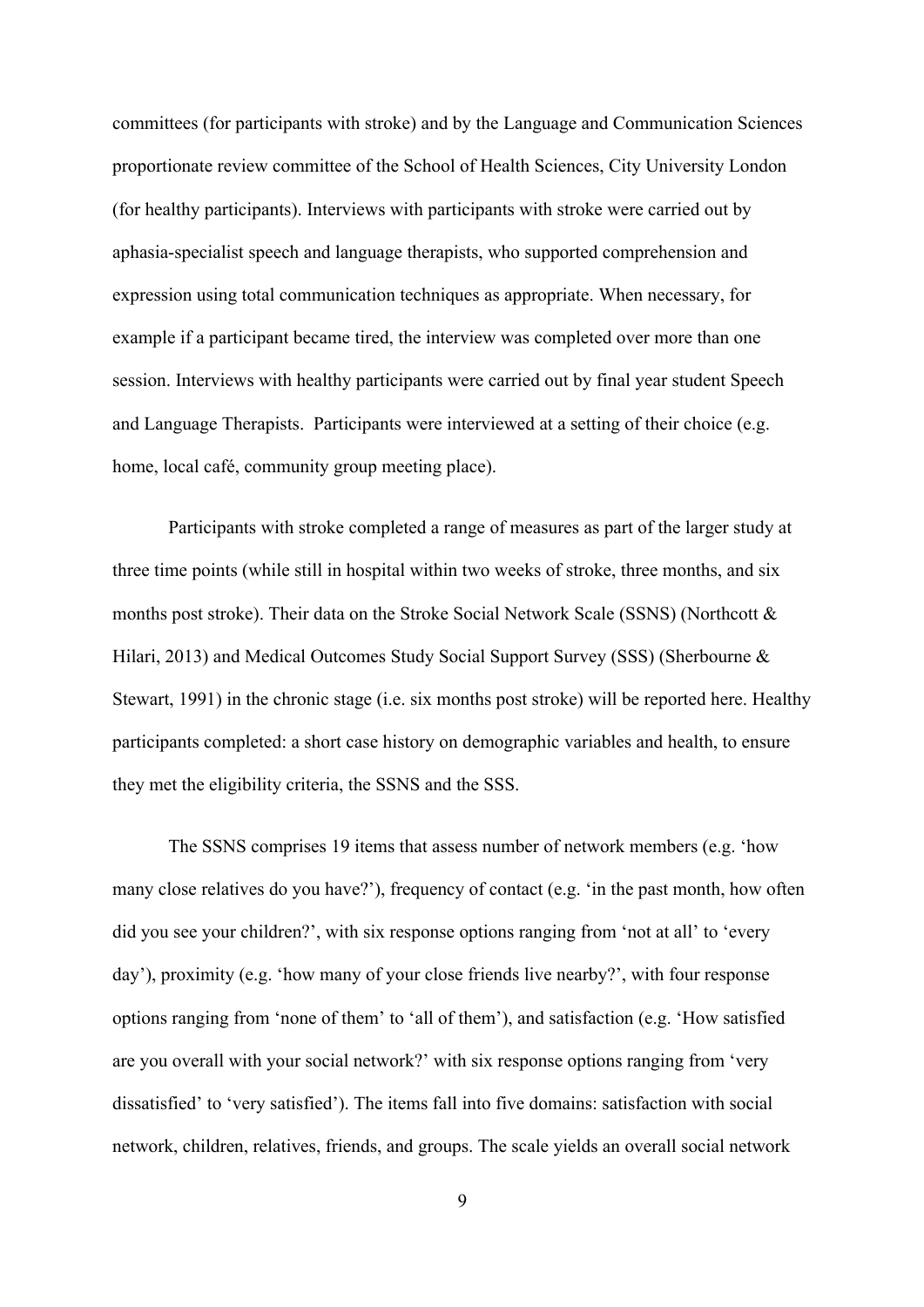committees (for participants with stroke) and by the Language and Communication Sciences proportionate review committee of the School of Health Sciences, City University London (for healthy participants). Interviews with participants with stroke were carried out by aphasia-specialist speech and language therapists, who supported comprehension and expression using total communication techniques as appropriate. When necessary, for example if a participant became tired, the interview was completed over more than one session. Interviews with healthy participants were carried out by final year student Speech and Language Therapists. Participants were interviewed at a setting of their choice (e.g. home, local café, community group meeting place).

Participants with stroke completed a range of measures as part of the larger study at three time points (while still in hospital within two weeks of stroke, three months, and six months post stroke). Their data on the Stroke Social Network Scale (SSNS) (Northcott & Hilari, 2013) and Medical Outcomes Study Social Support Survey (SSS) (Sherbourne & Stewart, 1991) in the chronic stage (i.e. six months post stroke) will be reported here. Healthy participants completed: a short case history on demographic variables and health, to ensure they met the eligibility criteria, the SSNS and the SSS.

The SSNS comprises 19 items that assess number of network members (e.g. 'how many close relatives do you have?'), frequency of contact (e.g. 'in the past month, how often did you see your children?', with six response options ranging from 'not at all' to 'every day'), proximity (e.g. 'how many of your close friends live nearby?', with four response options ranging from 'none of them' to 'all of them'), and satisfaction (e.g. 'How satisfied are you overall with your social network?' with six response options ranging from 'very dissatisfied' to 'very satisfied'). The items fall into five domains: satisfaction with social network, children, relatives, friends, and groups. The scale yields an overall social network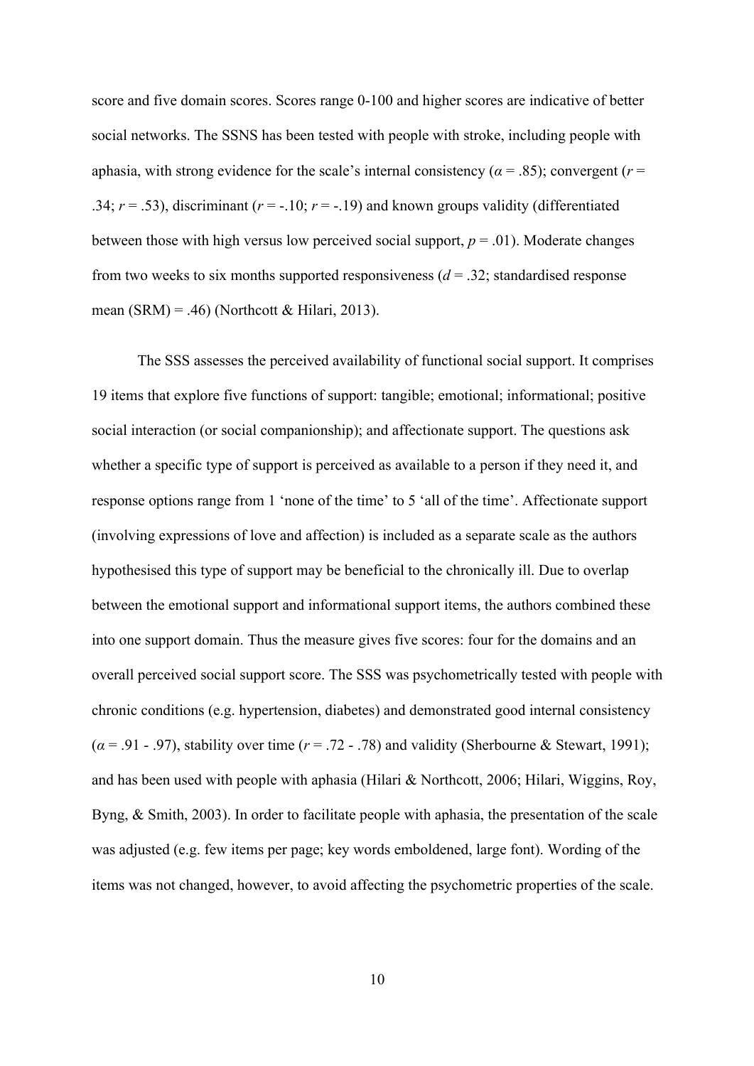score and five domain scores. Scores range 0-100 and higher scores are indicative of better social networks. The SSNS has been tested with people with stroke, including people with aphasia, with strong evidence for the scale's internal consistency ($\alpha = .85$); convergent ($r = .34$; $r = .53$), discriminant ($r = -.10$; $r = -.19$) and known groups validity (differentiated between those with high versus low perceived social support, $p = .01$). Moderate changes from two weeks to six months supported responsiveness ($d = .32$; standardised response mean (SRM) = .46) (Northcott & Hilari, 2013).

The SSS assesses the perceived availability of functional social support. It comprises 19 items that explore five functions of support: tangible; emotional; informational; positive social interaction (or social companionship); and affectionate support. The questions ask whether a specific type of support is perceived as available to a person if they need it, and response options range from 1 'none of the time' to 5 'all of the time'. Affectionate support (involving expressions of love and affection) is included as a separate scale as the authors hypothesised this type of support may be beneficial to the chronically ill. Due to overlap between the emotional support and informational support items, the authors combined these into one support domain. Thus the measure gives five scores: four for the domains and an overall perceived social support score. The SSS was psychometrically tested with people with chronic conditions (e.g. hypertension, diabetes) and demonstrated good internal consistency ($\alpha = .91 - .97$), stability over time ($r = .72 - .78$) and validity (Sherbourne & Stewart, 1991); and has been used with people with aphasia (Hilari & Northcott, 2006; Hilari, Wiggins, Roy, Byng, & Smith, 2003). In order to facilitate people with aphasia, the presentation of the scale was adjusted (e.g. few items per page; key words emboldened, large font). Wording of the items was not changed, however, to avoid affecting the psychometric properties of the scale.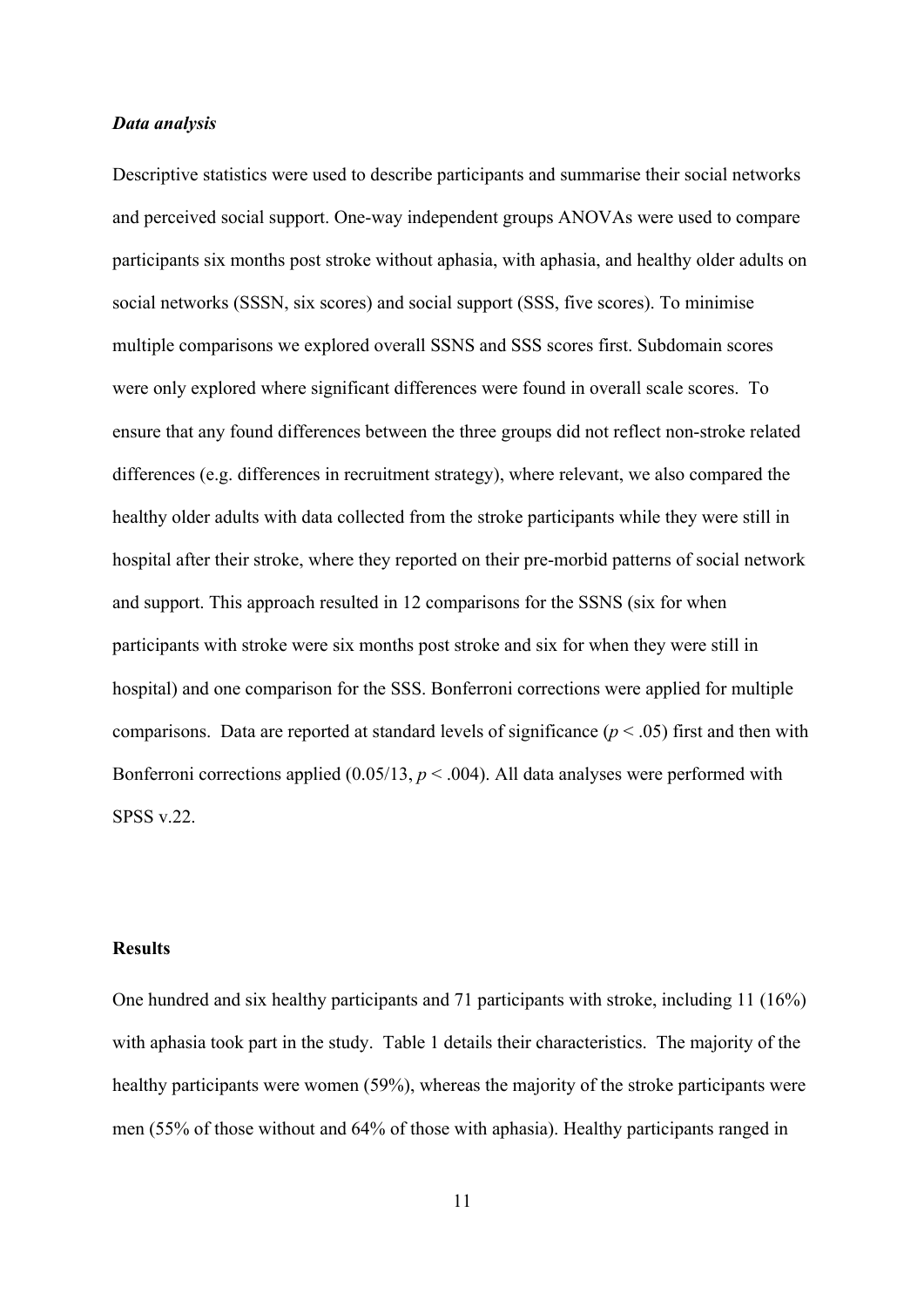***Data analysis***

Descriptive statistics were used to describe participants and summarise their social networks and perceived social support. One-way independent groups ANOVAs were used to compare participants six months post stroke without aphasia, with aphasia, and healthy older adults on social networks (SSSN, six scores) and social support (SSS, five scores). To minimise multiple comparisons we explored overall SSNS and SSS scores first. Subdomain scores were only explored where significant differences were found in overall scale scores. To ensure that any found differences between the three groups did not reflect non-stroke related differences (e.g. differences in recruitment strategy), where relevant, we also compared the healthy older adults with data collected from the stroke participants while they were still in hospital after their stroke, where they reported on their pre-morbid patterns of social network and support. This approach resulted in 12 comparisons for the SSNS (six for when participants with stroke were six months post stroke and six for when they were still in hospital) and one comparison for the SSS. Bonferroni corrections were applied for multiple comparisons. Data are reported at standard levels of significance ($p < .05$) first and then with Bonferroni corrections applied (0.05/13, $p < .004$). All data analyses were performed with SPSS v.22.

**Results**

One hundred and six healthy participants and 71 participants with stroke, including 11 (16%) with aphasia took part in the study. Table 1 details their characteristics. The majority of the healthy participants were women (59%), whereas the majority of the stroke participants were men (55% of those without and 64% of those with aphasia). Healthy participants ranged in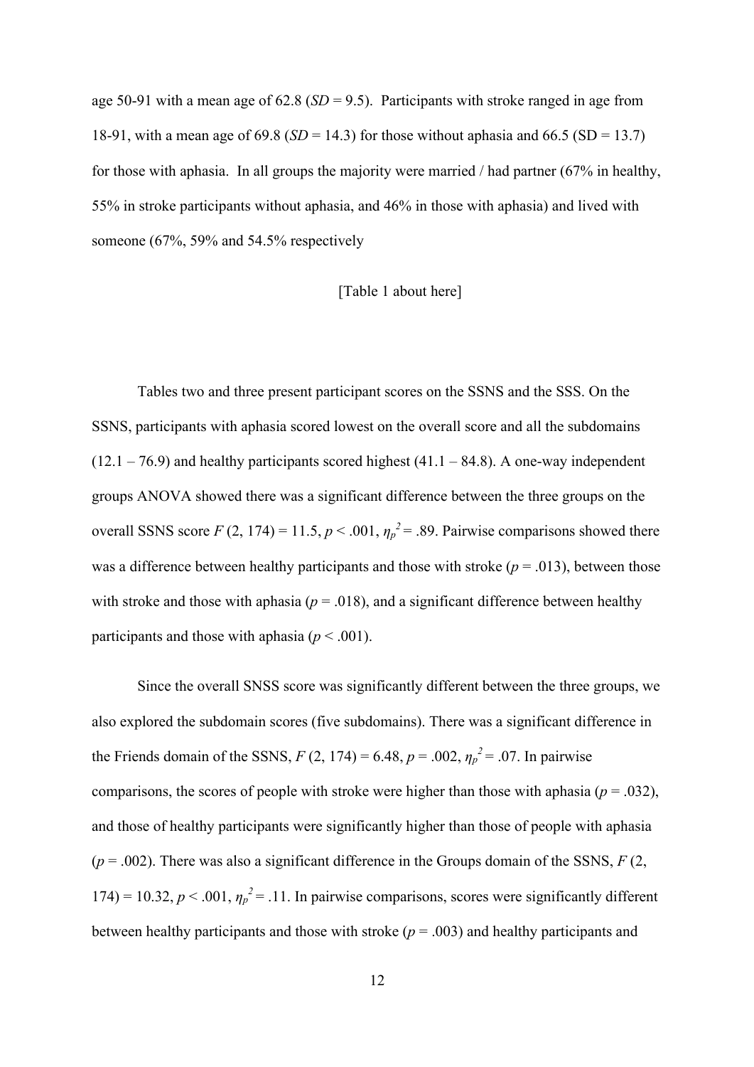age 50-91 with a mean age of 62.8 (*SD* = 9.5). Participants with stroke ranged in age from 18-91, with a mean age of 69.8 (*SD* = 14.3) for those without aphasia and 66.5 (SD = 13.7) for those with aphasia. In all groups the majority were married / had partner (67% in healthy, 55% in stroke participants without aphasia, and 46% in those with aphasia) and lived with someone (67%, 59% and 54.5% respectively

[Table 1 about here]

Tables two and three present participant scores on the SSNS and the SSS. On the SSNS, participants with aphasia scored lowest on the overall score and all the subdomains (12.1 – 76.9) and healthy participants scored highest (41.1 – 84.8). A one-way independent groups ANOVA showed there was a significant difference between the three groups on the overall SSNS score $F$ (2, 174) = 11.5, $p < .001$, $\eta_p^2 = .89$. Pairwise comparisons showed there was a difference between healthy participants and those with stroke ($p = .013$), between those with stroke and those with aphasia ($p = .018$), and a significant difference between healthy participants and those with aphasia ($p < .001$).

Since the overall SNSS score was significantly different between the three groups, we also explored the subdomain scores (five subdomains). There was a significant difference in the Friends domain of the SSNS, $F$ (2, 174) = 6.48, $p = .002$, $\eta_p^2 = .07$. In pairwise comparisons, the scores of people with stroke were higher than those with aphasia ($p = .032$), and those of healthy participants were significantly higher than those of people with aphasia ($p = .002$). There was also a significant difference in the Groups domain of the SSNS, $F$ (2, 174) = 10.32, $p < .001$, $\eta_p^2 = .11$. In pairwise comparisons, scores were significantly different between healthy participants and those with stroke ($p = .003$) and healthy participants and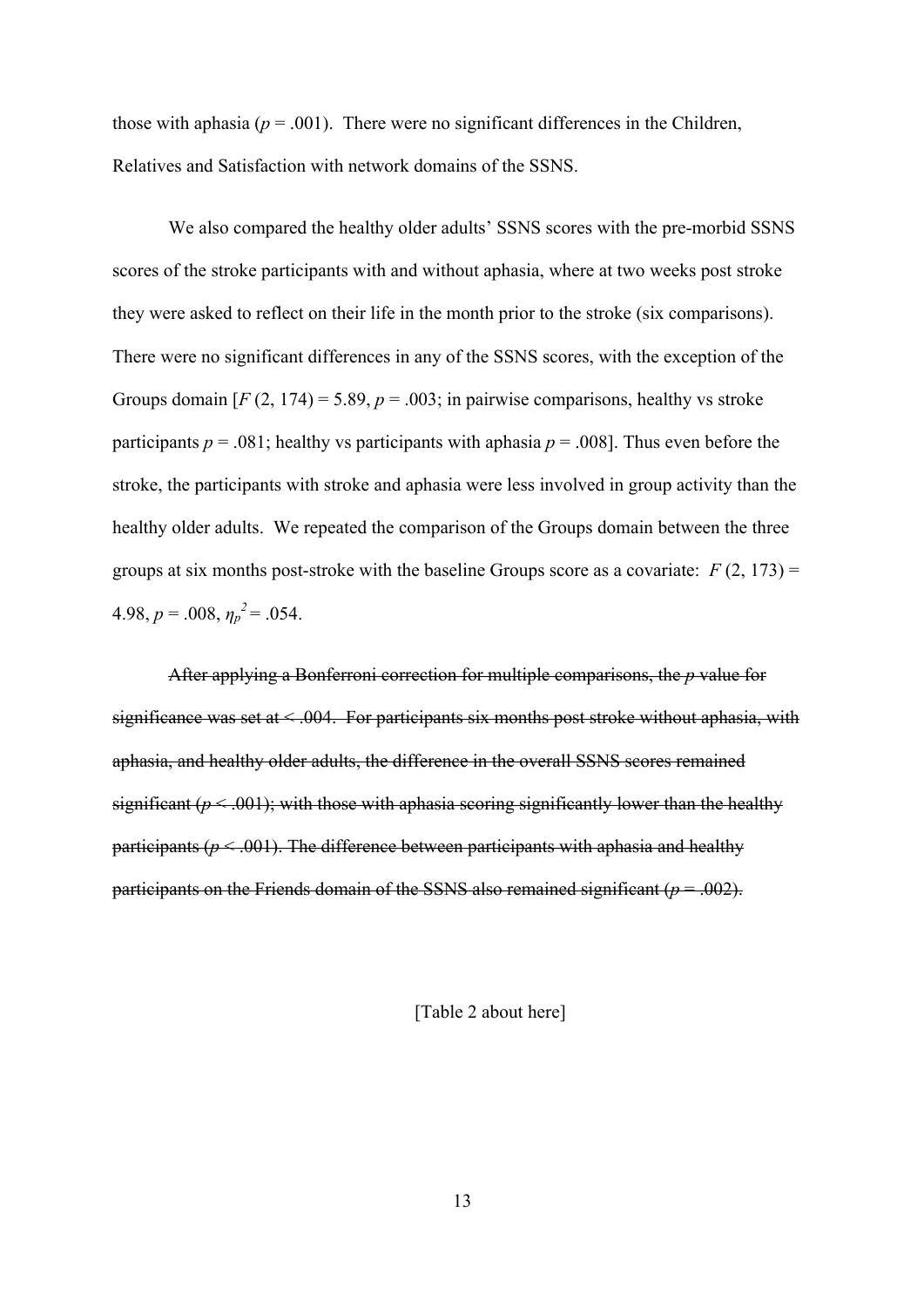those with aphasia ($p$ = .001). There were no significant differences in the Children, Relatives and Satisfaction with network domains of the SSNS.

We also compared the healthy older adults' SSNS scores with the pre-morbid SSNS scores of the stroke participants with and without aphasia, where at two weeks post stroke they were asked to reflect on their life in the month prior to the stroke (six comparisons). There were no significant differences in any of the SSNS scores, with the exception of the Groups domain [$F$ (2, 174) = 5.89, $p$ = .003; in pairwise comparisons, healthy vs stroke participants $p$ = .081; healthy vs participants with aphasia $p$ = .008]. Thus even before the stroke, the participants with stroke and aphasia were less involved in group activity than the healthy older adults. We repeated the comparison of the Groups domain between the three groups at six months post-stroke with the baseline Groups score as a covariate: $F$ (2, 173) = 4.98, $p$ = .008, $\eta_p^2$ = .054.

~~After applying a Bonferroni correction for multiple comparisons, the $p$ value for significance was set at < .004. For participants six months post stroke without aphasia, with aphasia, and healthy older adults, the difference in the overall SSNS scores remained significant ($p$ < .001); with those with aphasia scoring significantly lower than the healthy participants ($p$ < .001). The difference between participants with aphasia and healthy participants on the Friends domain of the SSNS also remained significant ($p$ = .002).~~

[Table 2 about here]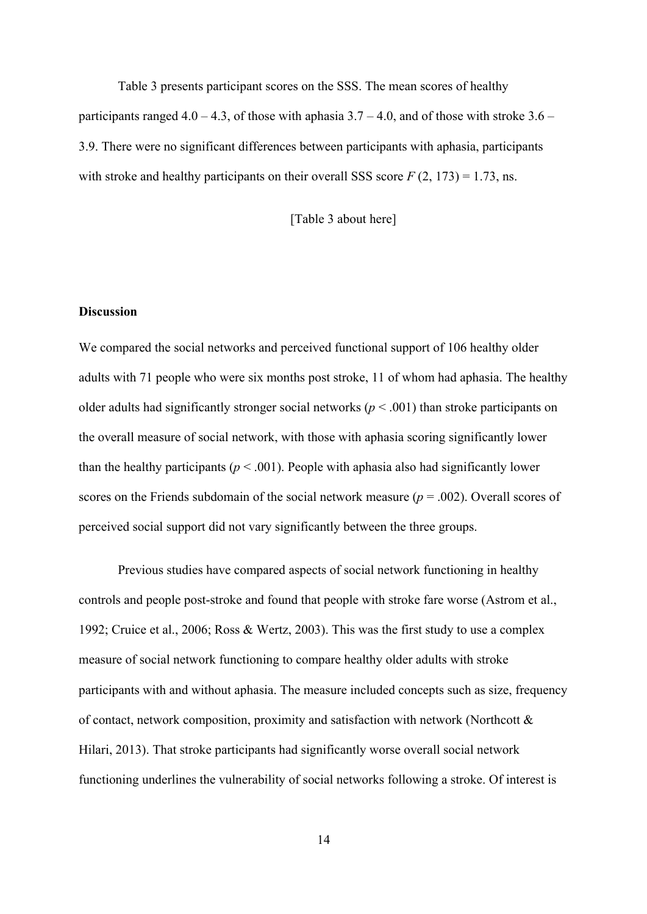Table 3 presents participant scores on the SSS. The mean scores of healthy participants ranged 4.0 – 4.3, of those with aphasia 3.7 – 4.0, and of those with stroke 3.6 – 3.9. There were no significant differences between participants with aphasia, participants with stroke and healthy participants on their overall SSS score $F(2, 173) = 1.73$, ns.

[Table 3 about here]

**Discussion**

We compared the social networks and perceived functional support of 106 healthy older adults with 71 people who were six months post stroke, 11 of whom had aphasia. The healthy older adults had significantly stronger social networks ($p < .001$) than stroke participants on the overall measure of social network, with those with aphasia scoring significantly lower than the healthy participants ($p < .001$). People with aphasia also had significantly lower scores on the Friends subdomain of the social network measure ($p = .002$). Overall scores of perceived social support did not vary significantly between the three groups.

Previous studies have compared aspects of social network functioning in healthy controls and people post-stroke and found that people with stroke fare worse (Astrom et al., 1992; Cruice et al., 2006; Ross & Wertz, 2003). This was the first study to use a complex measure of social network functioning to compare healthy older adults with stroke participants with and without aphasia. The measure included concepts such as size, frequency of contact, network composition, proximity and satisfaction with network (Northcott & Hilari, 2013). That stroke participants had significantly worse overall social network functioning underlines the vulnerability of social networks following a stroke. Of interest is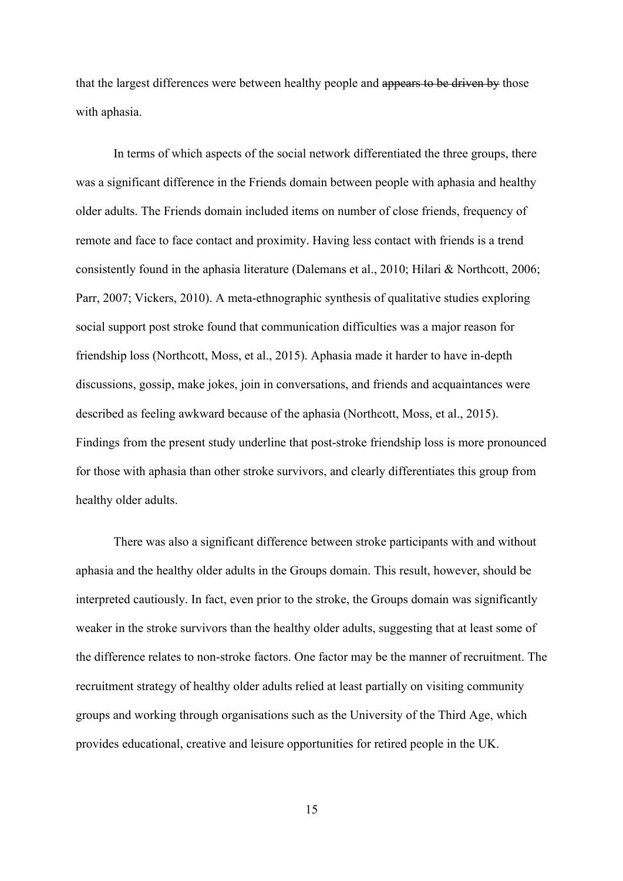that the largest differences were between healthy people and ~~appears to be driven by~~ those with aphasia.

In terms of which aspects of the social network differentiated the three groups, there was a significant difference in the Friends domain between people with aphasia and healthy older adults. The Friends domain included items on number of close friends, frequency of remote and face to face contact and proximity. Having less contact with friends is a trend consistently found in the aphasia literature (Dalemans et al., 2010; Hilari & Northcott, 2006; Parr, 2007; Vickers, 2010). A meta-ethnographic synthesis of qualitative studies exploring social support post stroke found that communication difficulties was a major reason for friendship loss (Northcott, Moss, et al., 2015). Aphasia made it harder to have in-depth discussions, gossip, make jokes, join in conversations, and friends and acquaintances were described as feeling awkward because of the aphasia (Northcott, Moss, et al., 2015). Findings from the present study underline that post-stroke friendship loss is more pronounced for those with aphasia than other stroke survivors, and clearly differentiates this group from healthy older adults.

There was also a significant difference between stroke participants with and without aphasia and the healthy older adults in the Groups domain. This result, however, should be interpreted cautiously. In fact, even prior to the stroke, the Groups domain was significantly weaker in the stroke survivors than the healthy older adults, suggesting that at least some of the difference relates to non-stroke factors. One factor may be the manner of recruitment. The recruitment strategy of healthy older adults relied at least partially on visiting community groups and working through organisations such as the University of the Third Age, which provides educational, creative and leisure opportunities for retired people in the UK.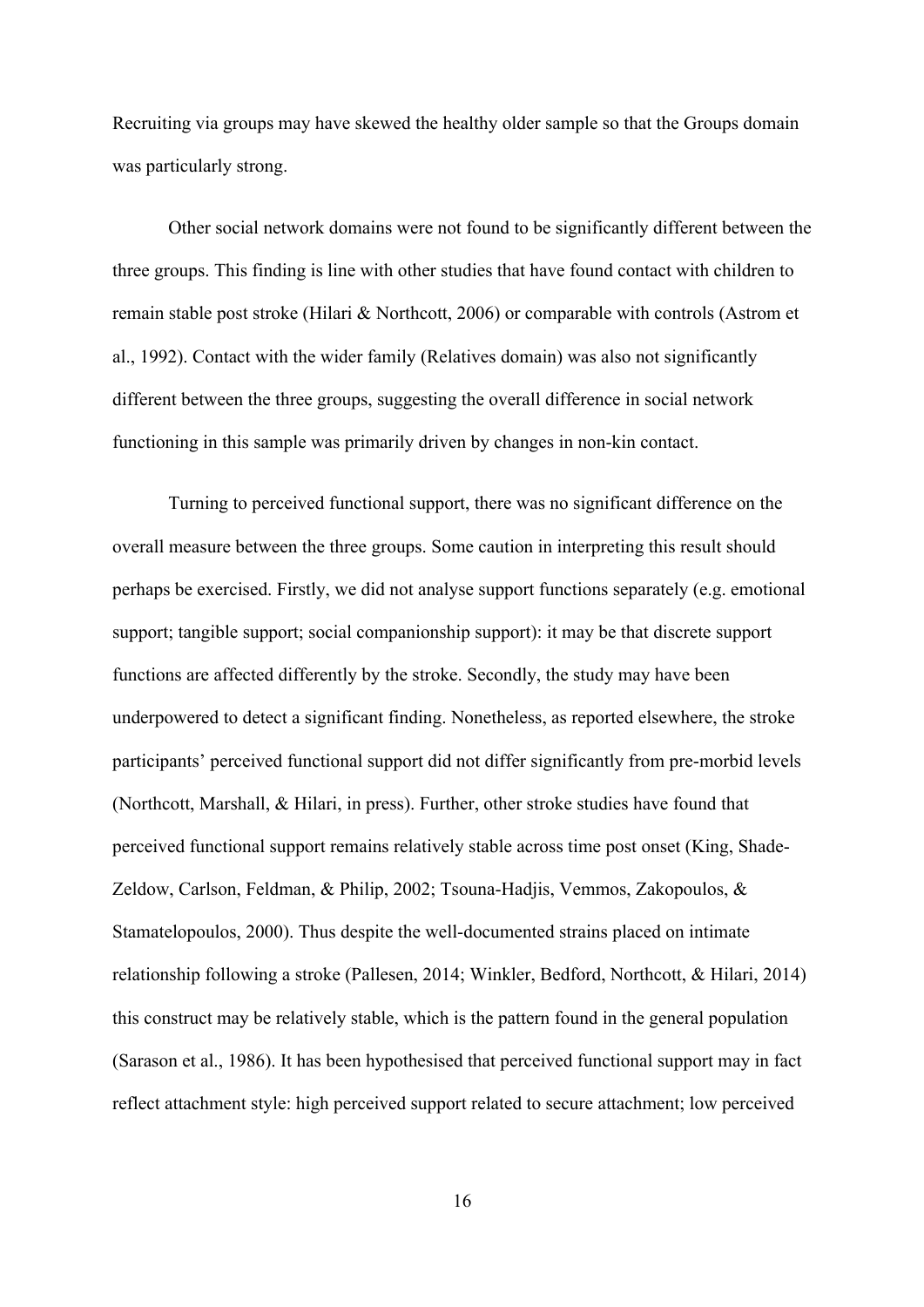Recruiting via groups may have skewed the healthy older sample so that the Groups domain was particularly strong.

Other social network domains were not found to be significantly different between the three groups. This finding is line with other studies that have found contact with children to remain stable post stroke (Hilari & Northcott, 2006) or comparable with controls (Astrom et al., 1992). Contact with the wider family (Relatives domain) was also not significantly different between the three groups, suggesting the overall difference in social network functioning in this sample was primarily driven by changes in non-kin contact.

Turning to perceived functional support, there was no significant difference on the overall measure between the three groups. Some caution in interpreting this result should perhaps be exercised. Firstly, we did not analyse support functions separately (e.g. emotional support; tangible support; social companionship support): it may be that discrete support functions are affected differently by the stroke. Secondly, the study may have been underpowered to detect a significant finding. Nonetheless, as reported elsewhere, the stroke participants' perceived functional support did not differ significantly from pre-morbid levels (Northcott, Marshall, & Hilari, in press). Further, other stroke studies have found that perceived functional support remains relatively stable across time post onset (King, Shade-Zeldow, Carlson, Feldman, & Philip, 2002; Tsouna-Hadjis, Vemmos, Zakopoulos, & Stamatelopoulos, 2000). Thus despite the well-documented strains placed on intimate relationship following a stroke (Pallesen, 2014; Winkler, Bedford, Northcott, & Hilari, 2014) this construct may be relatively stable, which is the pattern found in the general population (Sarason et al., 1986). It has been hypothesised that perceived functional support may in fact reflect attachment style: high perceived support related to secure attachment; low perceived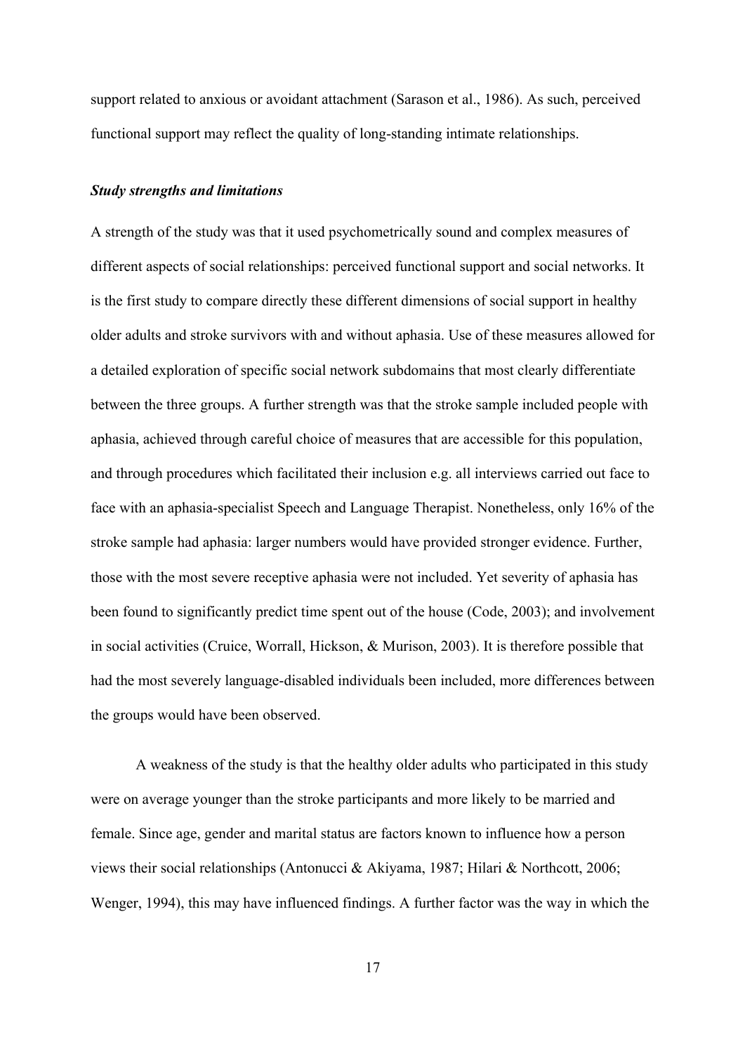support related to anxious or avoidant attachment (Sarason et al., 1986). As such, perceived functional support may reflect the quality of long-standing intimate relationships.

### *Study strengths and limitations*

A strength of the study was that it used psychometrically sound and complex measures of different aspects of social relationships: perceived functional support and social networks. It is the first study to compare directly these different dimensions of social support in healthy older adults and stroke survivors with and without aphasia. Use of these measures allowed for a detailed exploration of specific social network subdomains that most clearly differentiate between the three groups. A further strength was that the stroke sample included people with aphasia, achieved through careful choice of measures that are accessible for this population, and through procedures which facilitated their inclusion e.g. all interviews carried out face to face with an aphasia-specialist Speech and Language Therapist. Nonetheless, only 16% of the stroke sample had aphasia: larger numbers would have provided stronger evidence. Further, those with the most severe receptive aphasia were not included. Yet severity of aphasia has been found to significantly predict time spent out of the house (Code, 2003); and involvement in social activities (Cruice, Worrall, Hickson, & Murison, 2003). It is therefore possible that had the most severely language-disabled individuals been included, more differences between the groups would have been observed.

A weakness of the study is that the healthy older adults who participated in this study were on average younger than the stroke participants and more likely to be married and female. Since age, gender and marital status are factors known to influence how a person views their social relationships (Antonucci & Akiyama, 1987; Hilari & Northcott, 2006; Wenger, 1994), this may have influenced findings. A further factor was the way in which the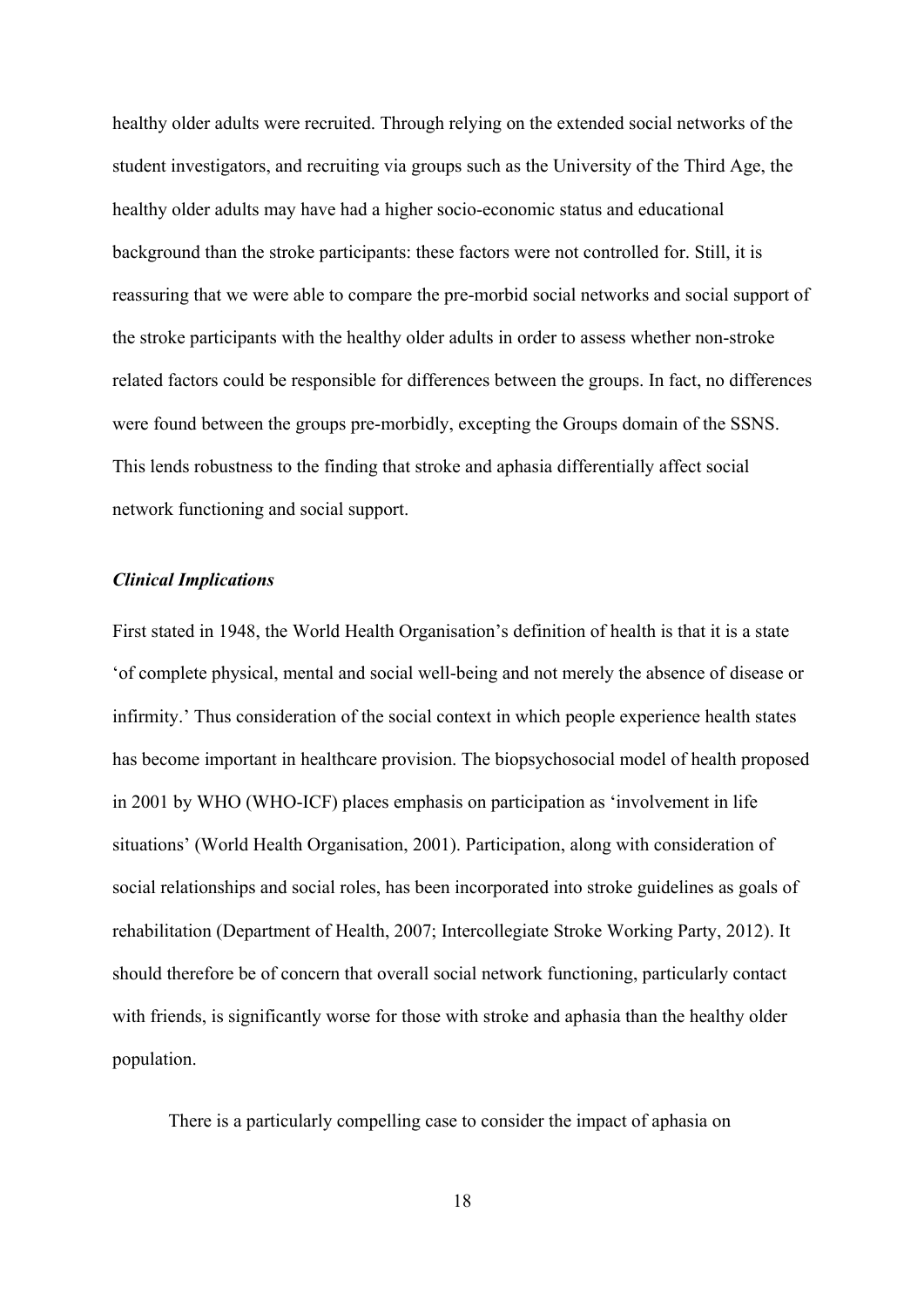healthy older adults were recruited. Through relying on the extended social networks of the student investigators, and recruiting via groups such as the University of the Third Age, the healthy older adults may have had a higher socio-economic status and educational background than the stroke participants: these factors were not controlled for. Still, it is reassuring that we were able to compare the pre-morbid social networks and social support of the stroke participants with the healthy older adults in order to assess whether non-stroke related factors could be responsible for differences between the groups. In fact, no differences were found between the groups pre-morbidly, excepting the Groups domain of the SSNS. This lends robustness to the finding that stroke and aphasia differentially affect social network functioning and social support.

### *Clinical Implications*

First stated in 1948, the World Health Organisation's definition of health is that it is a state 'of complete physical, mental and social well-being and not merely the absence of disease or infirmity.' Thus consideration of the social context in which people experience health states has become important in healthcare provision. The biopsychosocial model of health proposed in 2001 by WHO (WHO-ICF) places emphasis on participation as 'involvement in life situations' (World Health Organisation, 2001). Participation, along with consideration of social relationships and social roles, has been incorporated into stroke guidelines as goals of rehabilitation (Department of Health, 2007; Intercollegiate Stroke Working Party, 2012). It should therefore be of concern that overall social network functioning, particularly contact with friends, is significantly worse for those with stroke and aphasia than the healthy older population.

There is a particularly compelling case to consider the impact of aphasia on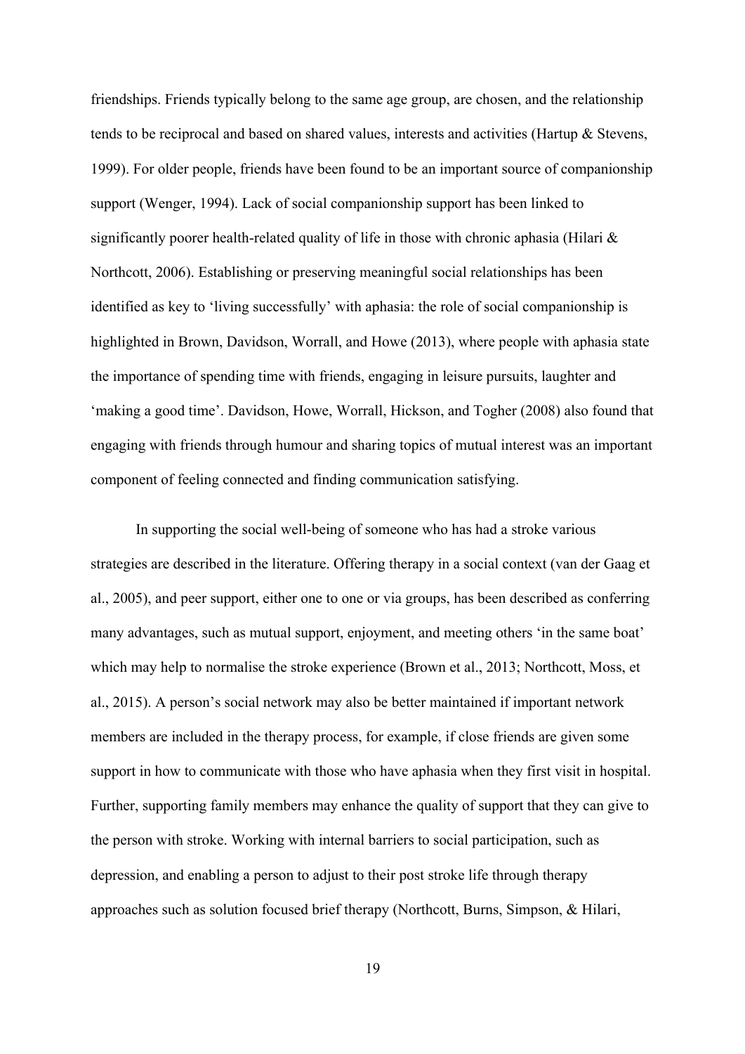friendships. Friends typically belong to the same age group, are chosen, and the relationship tends to be reciprocal and based on shared values, interests and activities (Hartup & Stevens, 1999). For older people, friends have been found to be an important source of companionship support (Wenger, 1994). Lack of social companionship support has been linked to significantly poorer health-related quality of life in those with chronic aphasia (Hilari & Northcott, 2006). Establishing or preserving meaningful social relationships has been identified as key to 'living successfully' with aphasia: the role of social companionship is highlighted in Brown, Davidson, Worrall, and Howe (2013), where people with aphasia state the importance of spending time with friends, engaging in leisure pursuits, laughter and 'making a good time'. Davidson, Howe, Worrall, Hickson, and Togher (2008) also found that engaging with friends through humour and sharing topics of mutual interest was an important component of feeling connected and finding communication satisfying.

In supporting the social well-being of someone who has had a stroke various strategies are described in the literature. Offering therapy in a social context (van der Gaag et al., 2005), and peer support, either one to one or via groups, has been described as conferring many advantages, such as mutual support, enjoyment, and meeting others 'in the same boat' which may help to normalise the stroke experience (Brown et al., 2013; Northcott, Moss, et al., 2015). A person's social network may also be better maintained if important network members are included in the therapy process, for example, if close friends are given some support in how to communicate with those who have aphasia when they first visit in hospital. Further, supporting family members may enhance the quality of support that they can give to the person with stroke. Working with internal barriers to social participation, such as depression, and enabling a person to adjust to their post stroke life through therapy approaches such as solution focused brief therapy (Northcott, Burns, Simpson, & Hilari,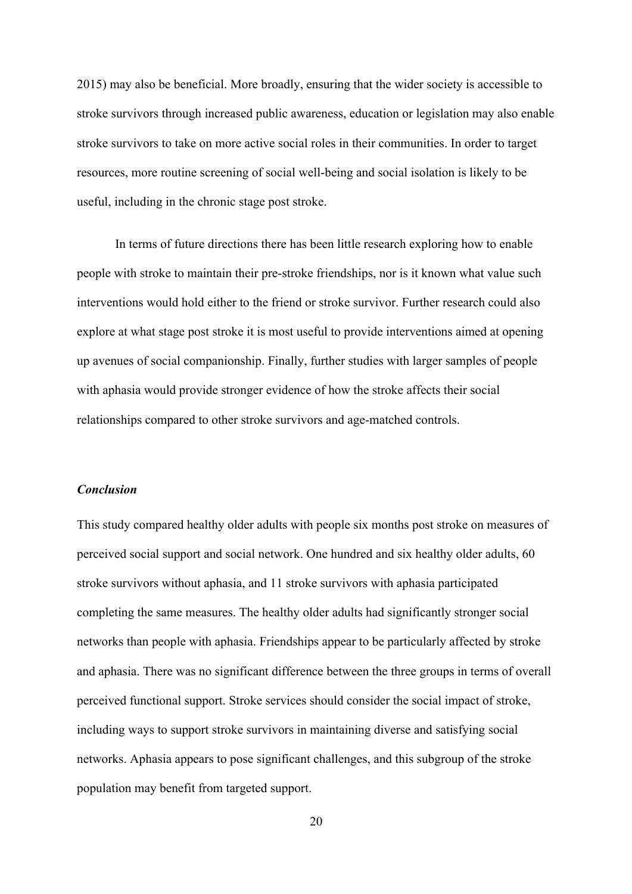2015) may also be beneficial. More broadly, ensuring that the wider society is accessible to stroke survivors through increased public awareness, education or legislation may also enable stroke survivors to take on more active social roles in their communities. In order to target resources, more routine screening of social well-being and social isolation is likely to be useful, including in the chronic stage post stroke.

In terms of future directions there has been little research exploring how to enable people with stroke to maintain their pre-stroke friendships, nor is it known what value such interventions would hold either to the friend or stroke survivor. Further research could also explore at what stage post stroke it is most useful to provide interventions aimed at opening up avenues of social companionship. Finally, further studies with larger samples of people with aphasia would provide stronger evidence of how the stroke affects their social relationships compared to other stroke survivors and age-matched controls.

### *Conclusion*

This study compared healthy older adults with people six months post stroke on measures of perceived social support and social network. One hundred and six healthy older adults, 60 stroke survivors without aphasia, and 11 stroke survivors with aphasia participated completing the same measures. The healthy older adults had significantly stronger social networks than people with aphasia. Friendships appear to be particularly affected by stroke and aphasia. There was no significant difference between the three groups in terms of overall perceived functional support. Stroke services should consider the social impact of stroke, including ways to support stroke survivors in maintaining diverse and satisfying social networks. Aphasia appears to pose significant challenges, and this subgroup of the stroke population may benefit from targeted support.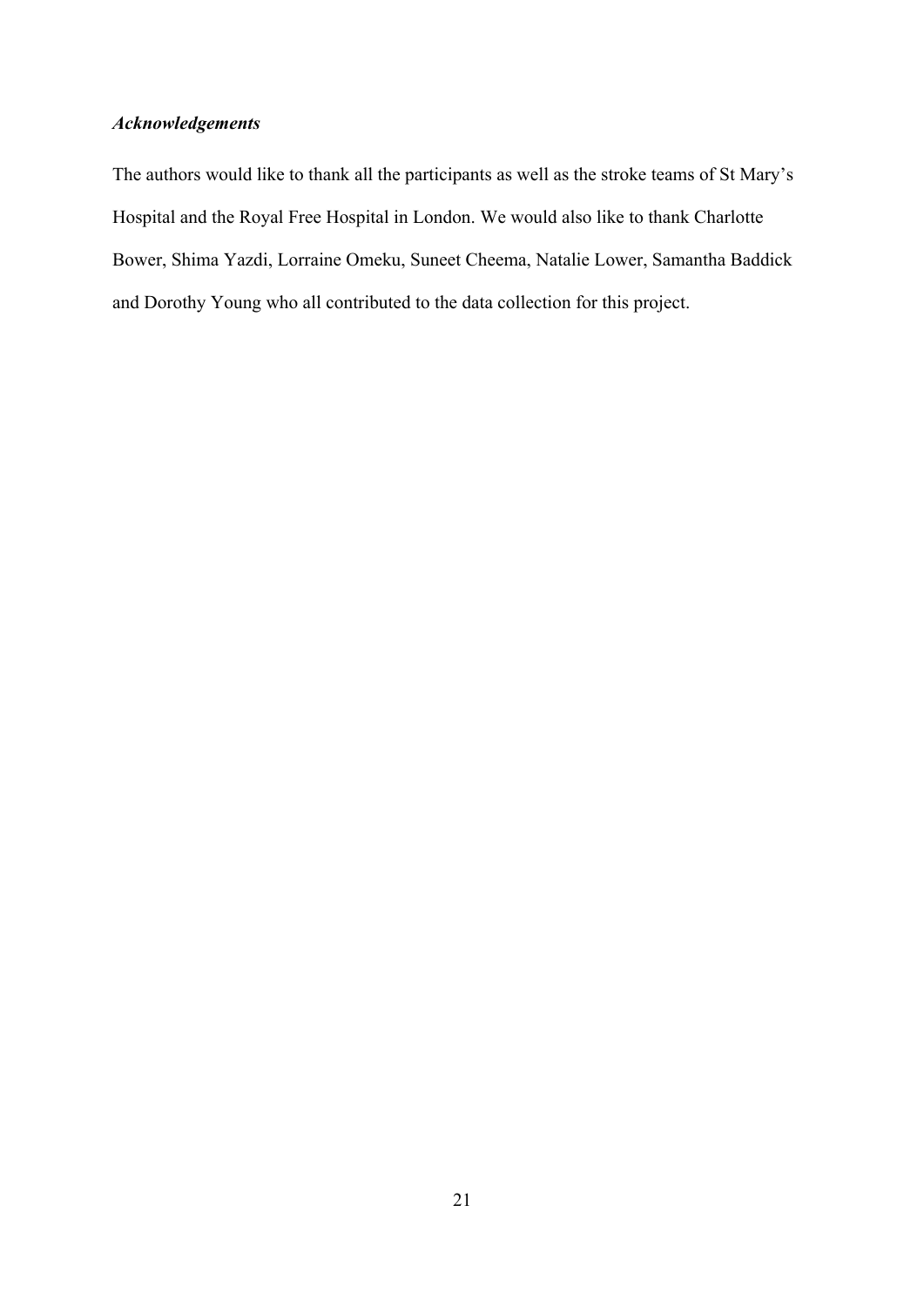### *Acknowledgements*

The authors would like to thank all the participants as well as the stroke teams of St Mary's Hospital and the Royal Free Hospital in London. We would also like to thank Charlotte Bower, Shima Yazdi, Lorraine Omeku, Suneet Cheema, Natalie Lower, Samantha Baddick and Dorothy Young who all contributed to the data collection for this project.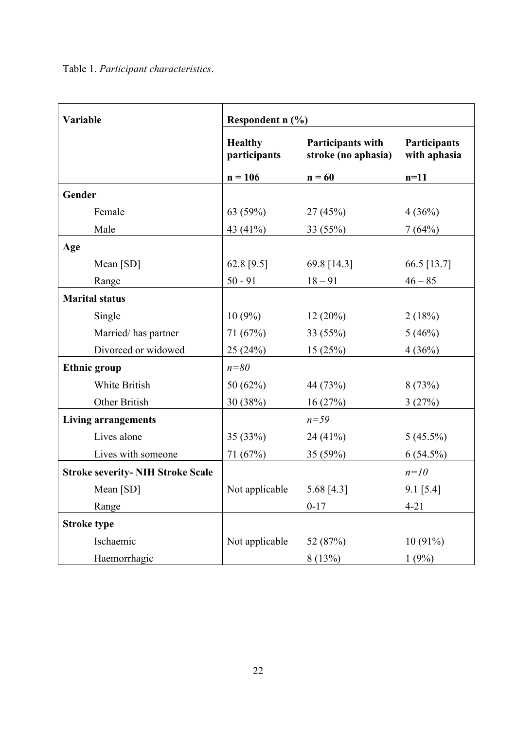Table 1. *Participant characteristics*.

| Variable | Respondent n (%) | | |
|---|---|---|---|
| | **Healthy participants** | **Participants with stroke (no aphasia)** | **Participants with aphasia** |
| | **n = 106** | **n = 60** | **n=11** |
| **Gender** | | | |
| Female | 63 (59%) | 27 (45%) | 4 (36%) |
| Male | 43 (41%) | 33 (55%) | 7 (64%) |
| **Age** | | | |
| Mean [SD] | 62.8 [9.5] | 69.8 [14.3] | 66.5 [13.7] |
| Range | 50 - 91 | 18 – 91 | 46 – 85 |
| **Marital status** | | | |
| Single | 10 (9%) | 12 (20%) | 2 (18%) |
| Married/ has partner | 71 (67%) | 33 (55%) | 5 (46%) |
| Divorced or widowed | 25 (24%) | 15 (25%) | 4 (36%) |
| **Ethnic group** | *n=80* | | |
| White British | 50 (62%) | 44 (73%) | 8 (73%) |
| Other British | 30 (38%) | 16 (27%) | 3 (27%) |
| **Living arrangements** | | *n=59* | |
| Lives alone | 35 (33%) | 24 (41%) | 5 (45.5%) |
| Lives with someone | 71 (67%) | 35 (59%) | 6 (54.5%) |
| **Stroke severity- NIH Stroke Scale** | | | *n=10* |
| Mean [SD] | Not applicable | 5.68 [4.3] | 9.1 [5.4] |
| Range | | 0-17 | 4-21 |
| **Stroke type** | | | |
| Ischaemic | Not applicable | 52 (87%) | 10 (91%) |
| Haemorrhagic | | 8 (13%) | 1 (9%) |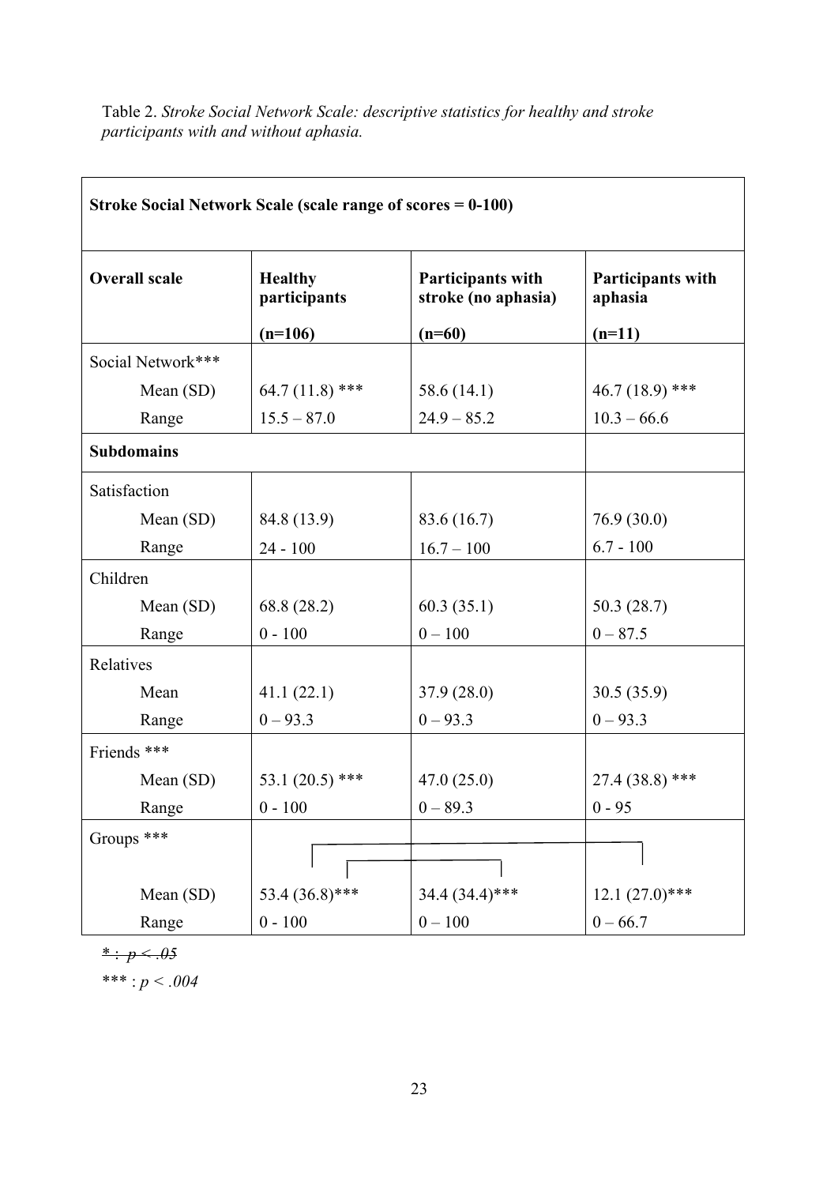Table 2. *Stroke Social Network Scale: descriptive statistics for healthy and stroke participants with and without aphasia.*

| **Stroke Social Network Scale (scale range of scores = 0-100)** | | | |
|---|---|---|---|
| **Overall scale** | **Healthy participants** (n=106) | **Participants with stroke (no aphasia)** (n=60) | **Participants with aphasia** (n=11) |
| Social Network*** | | | |
| Mean (SD) | 64.7 (11.8) *** | 58.6 (14.1) | 46.7 (18.9) *** |
| Range | 15.5 – 87.0 | 24.9 – 85.2 | 10.3 – 66.6 |
| **Subdomains** | | | |
| Satisfaction | | | |
| Mean (SD) | 84.8 (13.9) | 83.6 (16.7) | 76.9 (30.0) |
| Range | 24 - 100 | 16.7 – 100 | 6.7 - 100 |
| Children | | | |
| Mean (SD) | 68.8 (28.2) | 60.3 (35.1) | 50.3 (28.7) |
| Range | 0 - 100 | 0 – 100 | 0 – 87.5 |
| Relatives | | | |
| Mean | 41.1 (22.1) | 37.9 (28.0) | 30.5 (35.9) |
| Range | 0 – 93.3 | 0 – 93.3 | 0 – 93.3 |
| Friends *** | | | |
| Mean (SD) | 53.1 (20.5) *** | 47.0 (25.0) | 27.4 (38.8) *** |
| Range | 0 - 100 | 0 – 89.3 | 0 - 95 |
| Groups *** | | | |
| Mean (SD) | 53.4 (36.8)*** | 34.4 (34.4)*** | 12.1 (27.0)*** |
| Range | 0 - 100 | 0 – 100 | 0 – 66.7 |

~~* : $p < .05$~~

*** : $p < .004$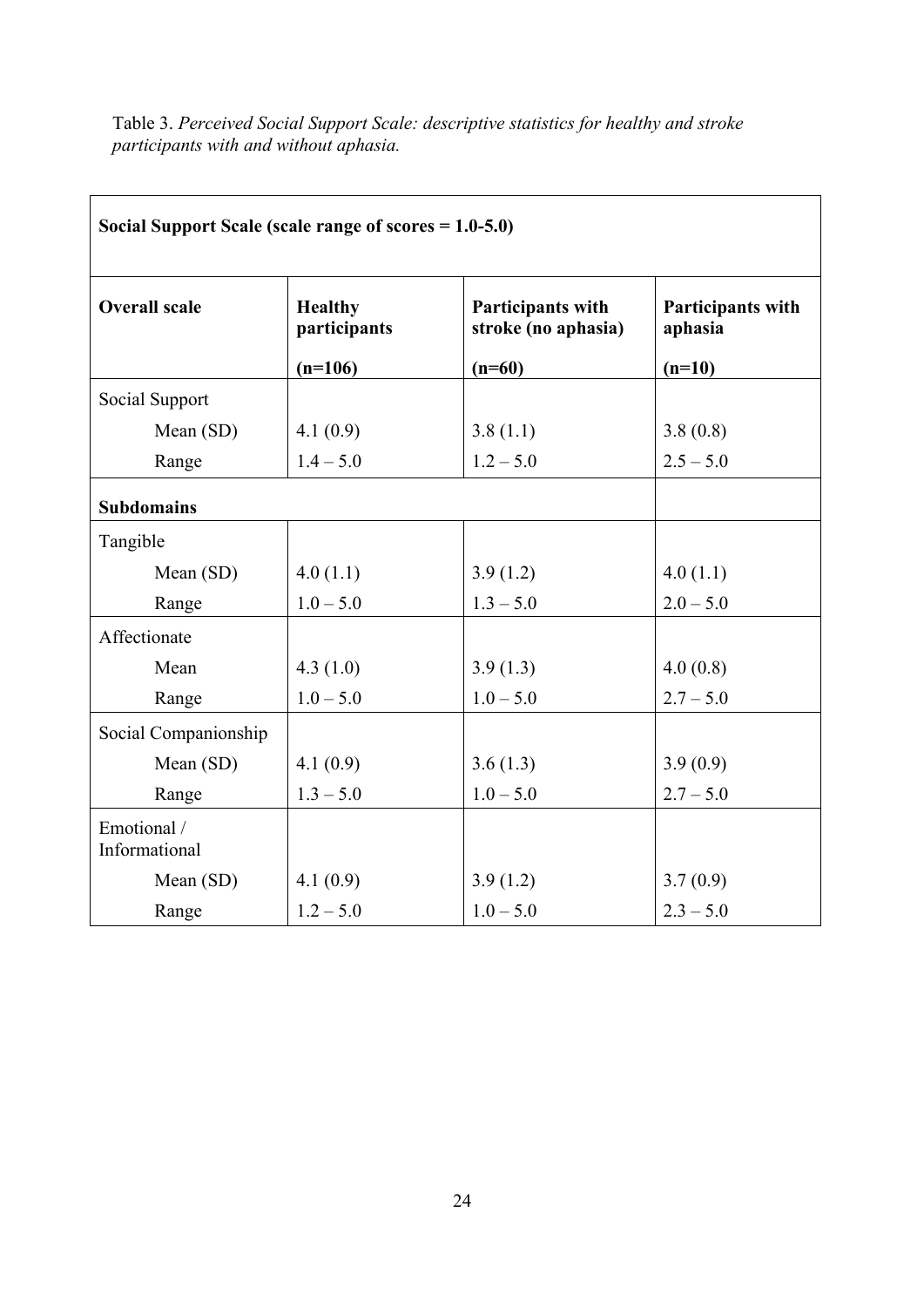Table 3. *Perceived Social Support Scale: descriptive statistics for healthy and stroke participants with and without aphasia.*

| **Social Support Scale (scale range of scores = 1.0-5.0)** | | | |
|---|---|---|---|
| **Overall scale** | **Healthy participants (n=106)** | **Participants with stroke (no aphasia) (n=60)** | **Participants with aphasia (n=10)** |
| Social Support | | | |
| Mean (SD) | 4.1 (0.9) | 3.8 (1.1) | 3.8 (0.8) |
| Range | 1.4 – 5.0 | 1.2 – 5.0 | 2.5 – 5.0 |
| **Subdomains** | | | |
| Tangible | | | |
| Mean (SD) | 4.0 (1.1) | 3.9 (1.2) | 4.0 (1.1) |
| Range | 1.0 – 5.0 | 1.3 – 5.0 | 2.0 – 5.0 |
| Affectionate | | | |
| Mean | 4.3 (1.0) | 3.9 (1.3) | 4.0 (0.8) |
| Range | 1.0 – 5.0 | 1.0 – 5.0 | 2.7 – 5.0 |
| Social Companionship | | | |
| Mean (SD) | 4.1 (0.9) | 3.6 (1.3) | 3.9 (0.9) |
| Range | 1.3 – 5.0 | 1.0 – 5.0 | 2.7 – 5.0 |
| Emotional / Informational | | | |
| Mean (SD) | 4.1 (0.9) | 3.9 (1.2) | 3.7 (0.9) |
| Range | 1.2 – 5.0 | 1.0 – 5.0 | 2.3 – 5.0 |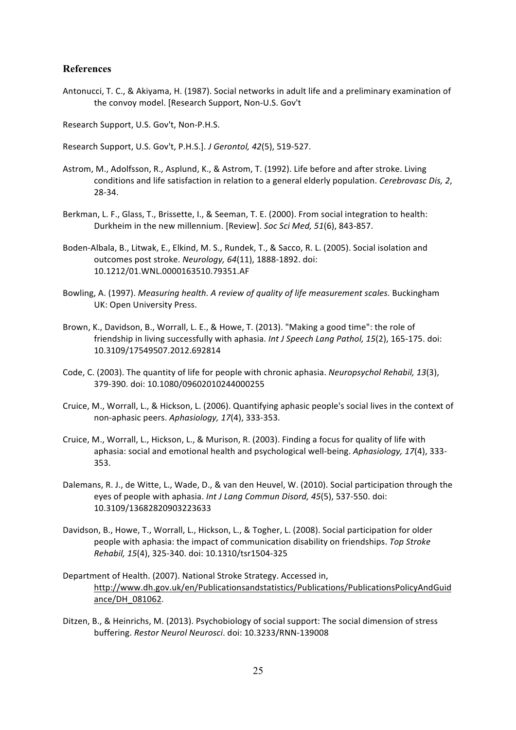## References

Antonucci, T. C., & Akiyama, H. (1987). Social networks in adult life and a preliminary examination of the convoy model. [Research Support, Non-U.S. Gov't

Research Support, U.S. Gov't, Non-P.H.S.

Research Support, U.S. Gov't, P.H.S.]. *J Gerontol, 42*(5), 519-527.

Astrom, M., Adolfsson, R., Asplund, K., & Astrom, T. (1992). Life before and after stroke. Living conditions and life satisfaction in relation to a general elderly population. *Cerebrovasc Dis, 2*, 28-34.

Berkman, L. F., Glass, T., Brissette, I., & Seeman, T. E. (2000). From social integration to health: Durkheim in the new millennium. [Review]. *Soc Sci Med, 51*(6), 843-857.

Boden-Albala, B., Litwak, E., Elkind, M. S., Rundek, T., & Sacco, R. L. (2005). Social isolation and outcomes post stroke. *Neurology, 64*(11), 1888-1892. doi: 10.1212/01.WNL.0000163510.79351.AF

Bowling, A. (1997). *Measuring health. A review of quality of life measurement scales.* Buckingham UK: Open University Press.

Brown, K., Davidson, B., Worrall, L. E., & Howe, T. (2013). "Making a good time": the role of friendship in living successfully with aphasia. *Int J Speech Lang Pathol, 15*(2), 165-175. doi: 10.3109/17549507.2012.692814

Code, C. (2003). The quantity of life for people with chronic aphasia. *Neuropsychol Rehabil, 13*(3), 379-390. doi: 10.1080/09602010244000255

Cruice, M., Worrall, L., & Hickson, L. (2006). Quantifying aphasic people's social lives in the context of non-aphasic peers. *Aphasiology, 17*(4), 333-353.

Cruice, M., Worrall, L., Hickson, L., & Murison, R. (2003). Finding a focus for quality of life with aphasia: social and emotional health and psychological well-being. *Aphasiology, 17*(4), 333-353.

Dalemans, R. J., de Witte, L., Wade, D., & van den Heuvel, W. (2010). Social participation through the eyes of people with aphasia. *Int J Lang Commun Disord, 45*(5), 537-550. doi: 10.3109/13682820903223633

Davidson, B., Howe, T., Worrall, L., Hickson, L., & Togher, L. (2008). Social participation for older people with aphasia: the impact of communication disability on friendships. *Top Stroke Rehabil, 15*(4), 325-340. doi: 10.1310/tsr1504-325

Department of Health. (2007). National Stroke Strategy. Accessed in, http://www.dh.gov.uk/en/Publicationsandstatistics/Publications/PublicationsPolicyAndGuidance/DH_081062.

Ditzen, B., & Heinrichs, M. (2013). Psychobiology of social support: The social dimension of stress buffering. *Restor Neurol Neurosci*. doi: 10.3233/RNN-139008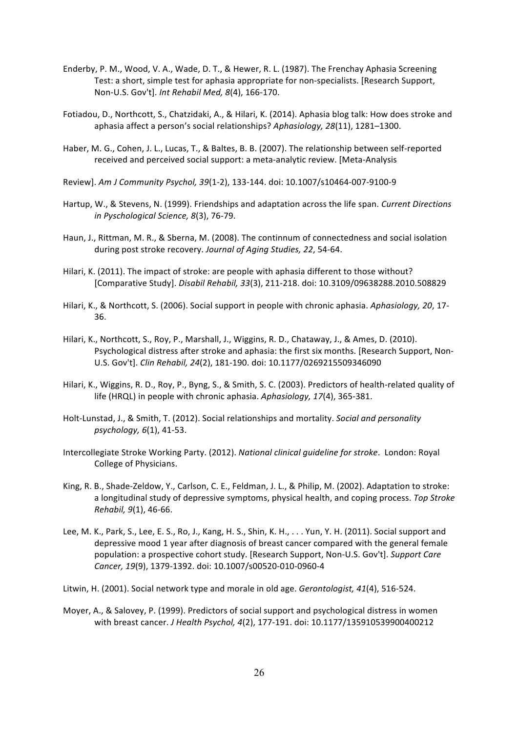Enderby, P. M., Wood, V. A., Wade, D. T., & Hewer, R. L. (1987). The Frenchay Aphasia Screening Test: a short, simple test for aphasia appropriate for non-specialists. [Research Support, Non-U.S. Gov't]. *Int Rehabil Med, 8*(4), 166-170.

Fotiadou, D., Northcott, S., Chatzidaki, A., & Hilari, K. (2014). Aphasia blog talk: How does stroke and aphasia affect a person's social relationships? *Aphasiology, 28*(11), 1281–1300.

Haber, M. G., Cohen, J. L., Lucas, T., & Baltes, B. B. (2007). The relationship between self-reported received and perceived social support: a meta-analytic review. [Meta-Analysis

Review]. *Am J Community Psychol, 39*(1-2), 133-144. doi: 10.1007/s10464-007-9100-9

Hartup, W., & Stevens, N. (1999). Friendships and adaptation across the life span. *Current Directions in Pyschological Science, 8*(3), 76-79.

Haun, J., Rittman, M. R., & Sberna, M. (2008). The continnum of connectedness and social isolation during post stroke recovery. *Journal of Aging Studies, 22*, 54-64.

Hilari, K. (2011). The impact of stroke: are people with aphasia different to those without? [Comparative Study]. *Disabil Rehabil, 33*(3), 211-218. doi: 10.3109/09638288.2010.508829

Hilari, K., & Northcott, S. (2006). Social support in people with chronic aphasia. *Aphasiology, 20*, 17-36.

Hilari, K., Northcott, S., Roy, P., Marshall, J., Wiggins, R. D., Chataway, J., & Ames, D. (2010). Psychological distress after stroke and aphasia: the first six months. [Research Support, Non-U.S. Gov't]. *Clin Rehabil, 24*(2), 181-190. doi: 10.1177/0269215509346090

Hilari, K., Wiggins, R. D., Roy, P., Byng, S., & Smith, S. C. (2003). Predictors of health-related quality of life (HRQL) in people with chronic aphasia. *Aphasiology, 17*(4), 365-381.

Holt-Lunstad, J., & Smith, T. (2012). Social relationships and mortality. *Social and personality psychology, 6*(1), 41-53.

Intercollegiate Stroke Working Party. (2012). *National clinical guideline for stroke*. London: Royal College of Physicians.

King, R. B., Shade-Zeldow, Y., Carlson, C. E., Feldman, J. L., & Philip, M. (2002). Adaptation to stroke: a longitudinal study of depressive symptoms, physical health, and coping process. *Top Stroke Rehabil, 9*(1), 46-66.

Lee, M. K., Park, S., Lee, E. S., Ro, J., Kang, H. S., Shin, K. H., . . . Yun, Y. H. (2011). Social support and depressive mood 1 year after diagnosis of breast cancer compared with the general female population: a prospective cohort study. [Research Support, Non-U.S. Gov't]. *Support Care Cancer, 19*(9), 1379-1392. doi: 10.1007/s00520-010-0960-4

Litwin, H. (2001). Social network type and morale in old age. *Gerontologist, 41*(4), 516-524.

Moyer, A., & Salovey, P. (1999). Predictors of social support and psychological distress in women with breast cancer. *J Health Psychol, 4*(2), 177-191. doi: 10.1177/135910539900400212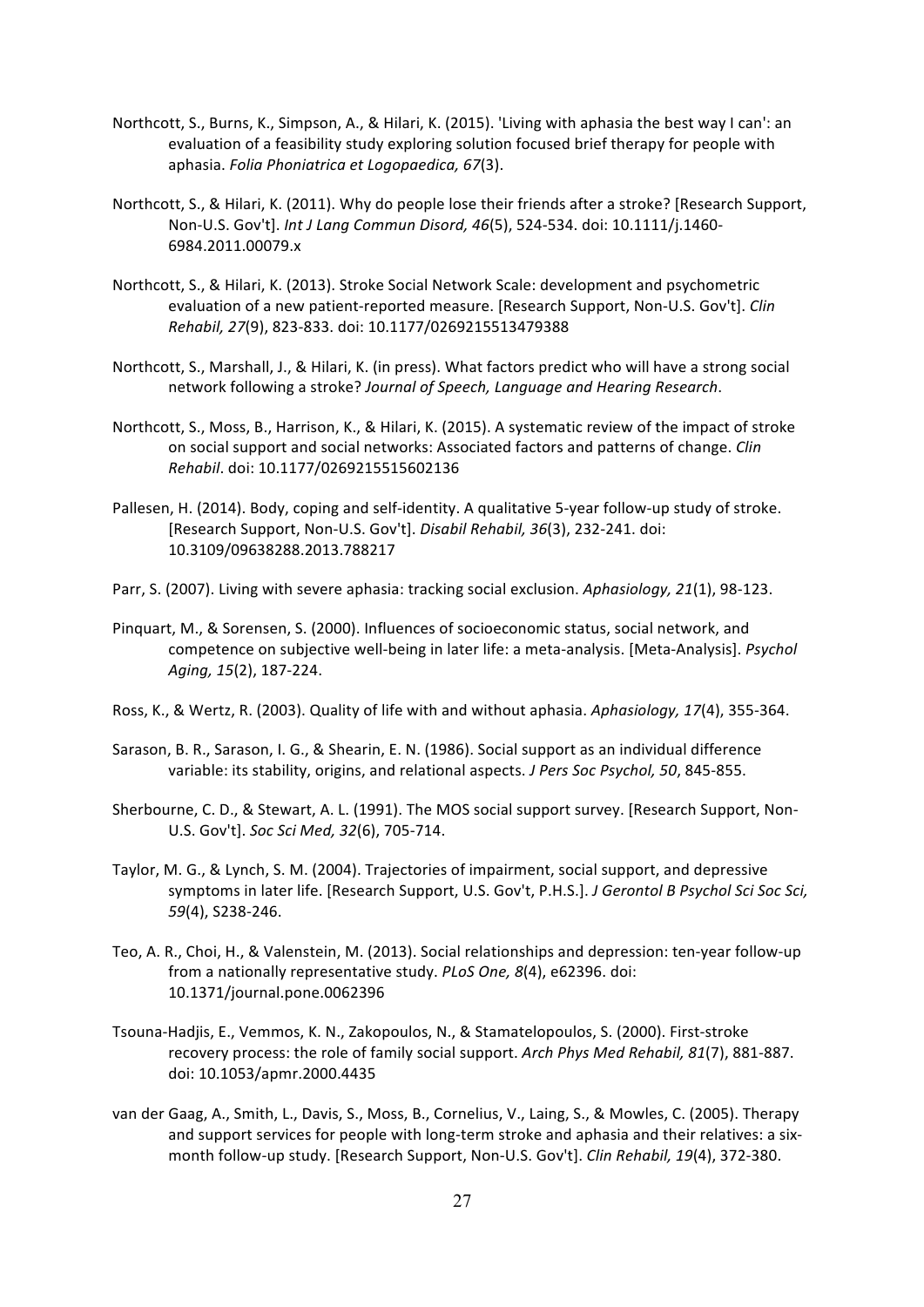Northcott, S., Burns, K., Simpson, A., & Hilari, K. (2015). 'Living with aphasia the best way I can': an evaluation of a feasibility study exploring solution focused brief therapy for people with aphasia. *Folia Phoniatrica et Logopaedica, 67*(3).

Northcott, S., & Hilari, K. (2011). Why do people lose their friends after a stroke? [Research Support, Non-U.S. Gov't]. *Int J Lang Commun Disord, 46*(5), 524-534. doi: 10.1111/j.1460-6984.2011.00079.x

Northcott, S., & Hilari, K. (2013). Stroke Social Network Scale: development and psychometric evaluation of a new patient-reported measure. [Research Support, Non-U.S. Gov't]. *Clin Rehabil, 27*(9), 823-833. doi: 10.1177/0269215513479388

Northcott, S., Marshall, J., & Hilari, K. (in press). What factors predict who will have a strong social network following a stroke? *Journal of Speech, Language and Hearing Research*.

Northcott, S., Moss, B., Harrison, K., & Hilari, K. (2015). A systematic review of the impact of stroke on social support and social networks: Associated factors and patterns of change. *Clin Rehabil*. doi: 10.1177/0269215515602136

Pallesen, H. (2014). Body, coping and self-identity. A qualitative 5-year follow-up study of stroke. [Research Support, Non-U.S. Gov't]. *Disabil Rehabil, 36*(3), 232-241. doi: 10.3109/09638288.2013.788217

Parr, S. (2007). Living with severe aphasia: tracking social exclusion. *Aphasiology, 21*(1), 98-123.

Pinquart, M., & Sorensen, S. (2000). Influences of socioeconomic status, social network, and competence on subjective well-being in later life: a meta-analysis. [Meta-Analysis]. *Psychol Aging, 15*(2), 187-224.

Ross, K., & Wertz, R. (2003). Quality of life with and without aphasia. *Aphasiology, 17*(4), 355-364.

Sarason, B. R., Sarason, I. G., & Shearin, E. N. (1986). Social support as an individual difference variable: its stability, origins, and relational aspects. *J Pers Soc Psychol, 50*, 845-855.

Sherbourne, C. D., & Stewart, A. L. (1991). The MOS social support survey. [Research Support, Non-U.S. Gov't]. *Soc Sci Med, 32*(6), 705-714.

Taylor, M. G., & Lynch, S. M. (2004). Trajectories of impairment, social support, and depressive symptoms in later life. [Research Support, U.S. Gov't, P.H.S.]. *J Gerontol B Psychol Sci Soc Sci, 59*(4), S238-246.

Teo, A. R., Choi, H., & Valenstein, M. (2013). Social relationships and depression: ten-year follow-up from a nationally representative study. *PLoS One, 8*(4), e62396. doi: 10.1371/journal.pone.0062396

Tsouna-Hadjis, E., Vemmos, K. N., Zakopoulos, N., & Stamatelopoulos, S. (2000). First-stroke recovery process: the role of family social support. *Arch Phys Med Rehabil, 81*(7), 881-887. doi: 10.1053/apmr.2000.4435

van der Gaag, A., Smith, L., Davis, S., Moss, B., Cornelius, V., Laing, S., & Mowles, C. (2005). Therapy and support services for people with long-term stroke and aphasia and their relatives: a six-month follow-up study. [Research Support, Non-U.S. Gov't]. *Clin Rehabil, 19*(4), 372-380.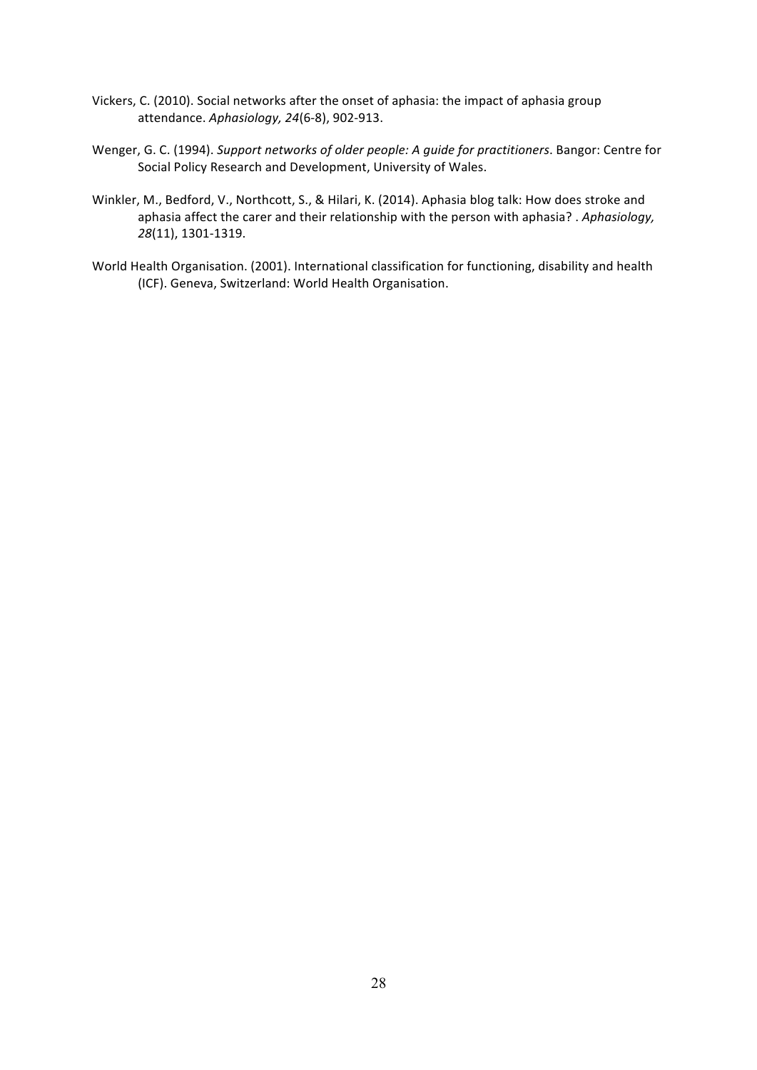Vickers, C. (2010). Social networks after the onset of aphasia: the impact of aphasia group attendance. *Aphasiology, 24*(6-8), 902-913.

Wenger, G. C. (1994). *Support networks of older people: A guide for practitioners*. Bangor: Centre for Social Policy Research and Development, University of Wales.

Winkler, M., Bedford, V., Northcott, S., & Hilari, K. (2014). Aphasia blog talk: How does stroke and aphasia affect the carer and their relationship with the person with aphasia? . *Aphasiology, 28*(11), 1301-1319.

World Health Organisation. (2001). International classification for functioning, disability and health (ICF). Geneva, Switzerland: World Health Organisation.